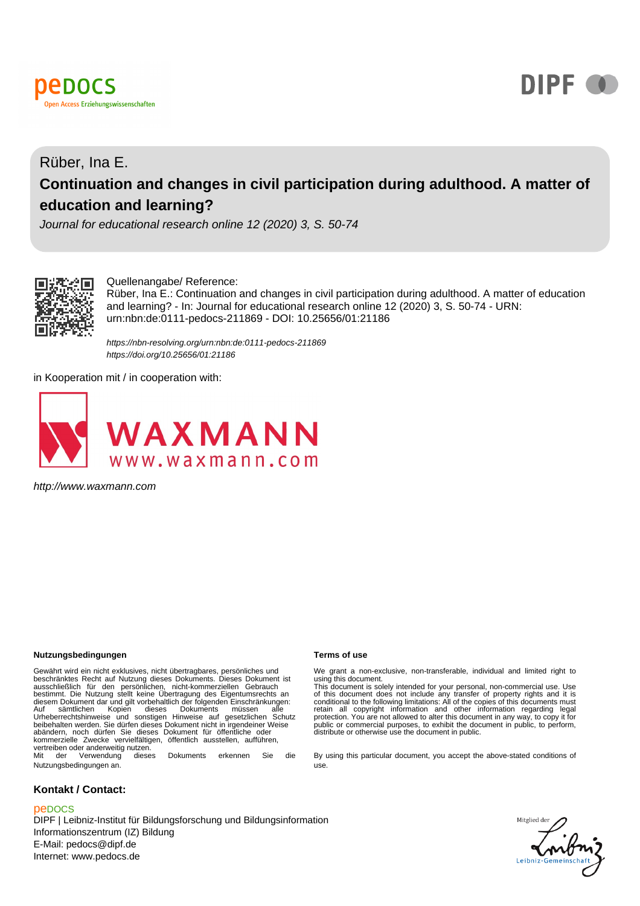Rüber, Ina E.

# Continuation and changes in civil participation during adulthood. A matter of education and learning?

*Journal for educational research online 12 (2020) 3, S. 50-74*

Quellenangabe/ Reference:
Rüber, Ina E.: Continuation and changes in civil participation during adulthood. A matter of education and learning? - In: Journal for educational research online 12 (2020) 3, S. 50-74 - URN: urn:nbn:de:0111-pedocs-211869 - DOI: 10.25656/01:21186

*https://nbn-resolving.org/urn:nbn:de:0111-pedocs-211869*
*https://doi.org/10.25656/01:21186*

in Kooperation mit / in cooperation with:

*http://www.waxmann.com*

**Nutzungsbedingungen**

Gewährt wird ein nicht exklusives, nicht übertragbares, persönliches und beschränktes Recht auf Nutzung dieses Dokuments. Dieses Dokument ist ausschließlich für den persönlichen, nicht-kommerziellen Gebrauch bestimmt. Die Nutzung stellt keine Übertragung des Eigentumsrechts an diesem Dokument dar und gilt vorbehaltlich der folgenden Einschränkungen: Auf sämtlichen Kopien dieses Dokuments müssen alle Urheberrechtshinweise und sonstigen Hinweise auf gesetzlichen Schutz beibehalten werden. Sie dürfen dieses Dokument nicht in irgendeiner Weise abändern, noch dürfen Sie dieses Dokument für öffentliche oder kommerzielle Zwecke vervielfältigen, öffentlich ausstellen, aufführen, vertreiben oder anderweitig nutzen.
Mit der Verwendung dieses Dokuments erkennen Sie die Nutzungsbedingungen an.

**Terms of use**

We grant a non-exclusive, non-transferable, individual and limited right to using this document.
This document is solely intended for your personal, non-commercial use. Use of this document does not include any transfer of property rights and it is conditional to the following limitations: All of the copies of this documents must retain all copyright information and other information regarding legal protection. You are not allowed to alter this document in any way, to copy it for public or commercial purposes, to exhibit the document in public, to perform, distribute or otherwise use the document in public.

By using this particular document, you accept the above-stated conditions of use.

**Kontakt / Contact:**

peDOCS
DIPF | Leibniz-Institut für Bildungsforschung und Bildungsinformation
Informationszentrum (IZ) Bildung
E-Mail: pedocs@dipf.de
Internet: www.pedocs.de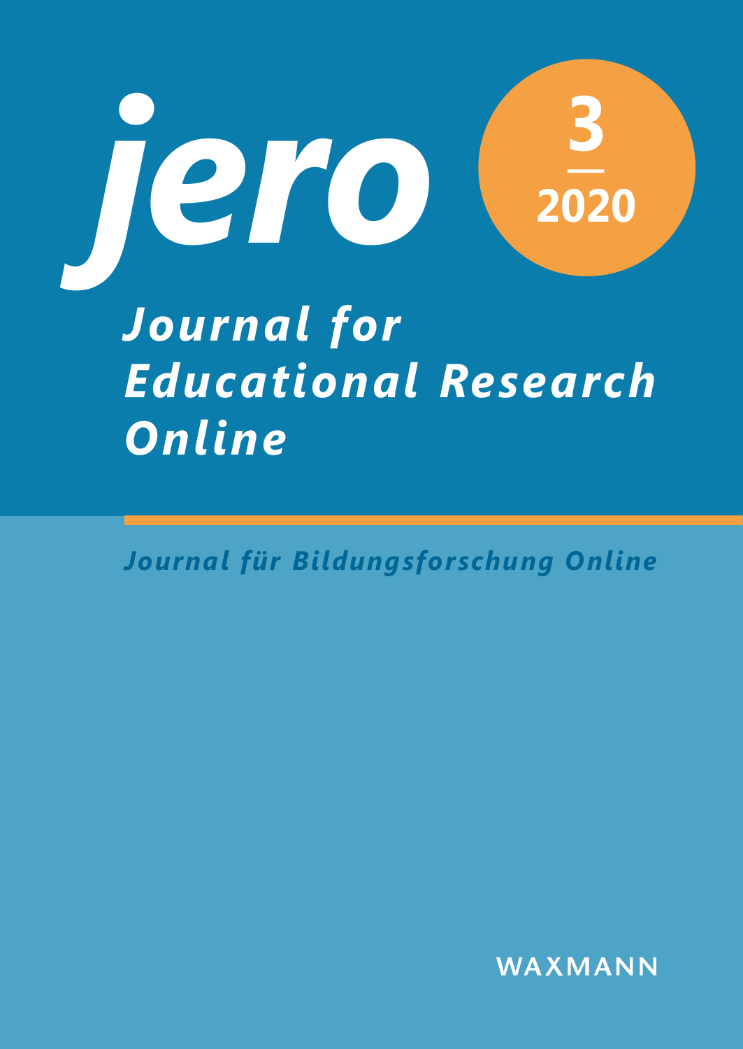# jero

3

2020

## Journal for Educational Research Online

*Journal für Bildungsforschung Online*

WAXMANN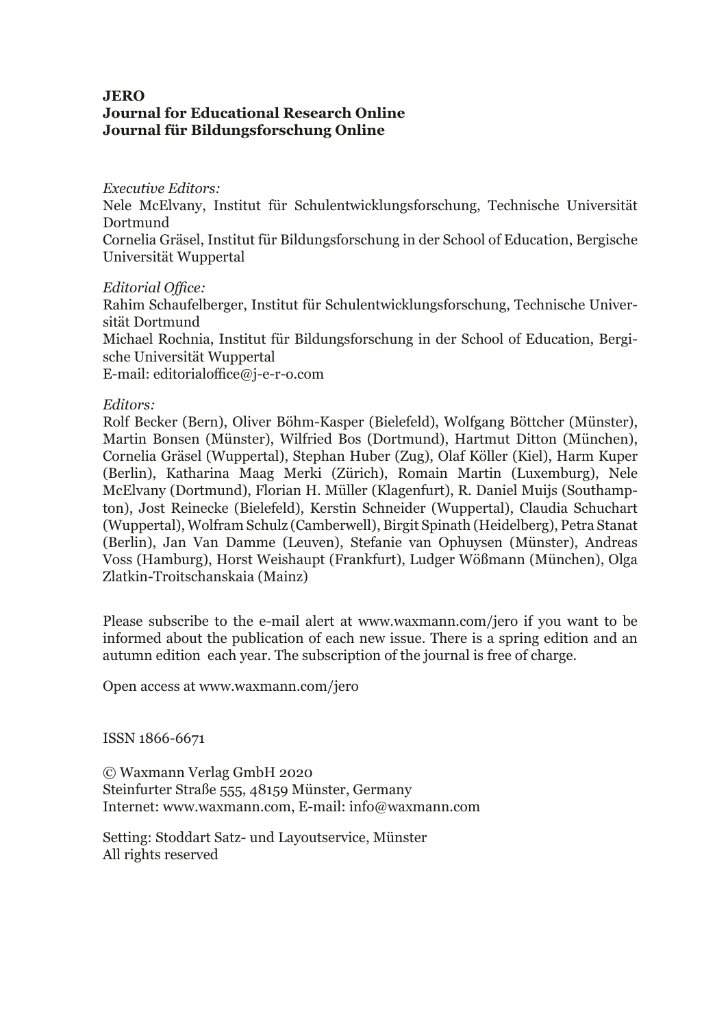**JERO**
**Journal for Educational Research Online**
**Journal für Bildungsforschung Online**

*Executive Editors:*
Nele McElvany, Institut für Schulentwicklungsforschung, Technische Universität Dortmund
Cornelia Gräsel, Institut für Bildungsforschung in der School of Education, Bergische Universität Wuppertal

*Editorial Office:*
Rahim Schaufelberger, Institut für Schulentwicklungsforschung, Technische Universität Dortmund
Michael Rochnia, Institut für Bildungsforschung in der School of Education, Bergische Universität Wuppertal
E-mail: editorialoffice@j-e-r-o.com

*Editors:*
Rolf Becker (Bern), Oliver Böhm-Kasper (Bielefeld), Wolfgang Böttcher (Münster), Martin Bonsen (Münster), Wilfried Bos (Dortmund), Hartmut Ditton (München), Cornelia Gräsel (Wuppertal), Stephan Huber (Zug), Olaf Köller (Kiel), Harm Kuper (Berlin), Katharina Maag Merki (Zürich), Romain Martin (Luxemburg), Nele McElvany (Dortmund), Florian H. Müller (Klagenfurt), R. Daniel Muijs (Southampton), Jost Reinecke (Bielefeld), Kerstin Schneider (Wuppertal), Claudia Schuchart (Wuppertal), Wolfram Schulz (Camberwell), Birgit Spinath (Heidelberg), Petra Stanat (Berlin), Jan Van Damme (Leuven), Stefanie van Ophuysen (Münster), Andreas Voss (Hamburg), Horst Weishaupt (Frankfurt), Ludger Wößmann (München), Olga Zlatkin-Troitschanskaia (Mainz)

Please subscribe to the e-mail alert at www.waxmann.com/jero if you want to be informed about the publication of each new issue. There is a spring edition and an autumn edition each year. The subscription of the journal is free of charge.

Open access at www.waxmann.com/jero

ISSN 1866-6671

© Waxmann Verlag GmbH 2020
Steinfurter Straße 555, 48159 Münster, Germany
Internet: www.waxmann.com, E-mail: info@waxmann.com

Setting: Stoddart Satz- und Layoutservice, Münster
All rights reserved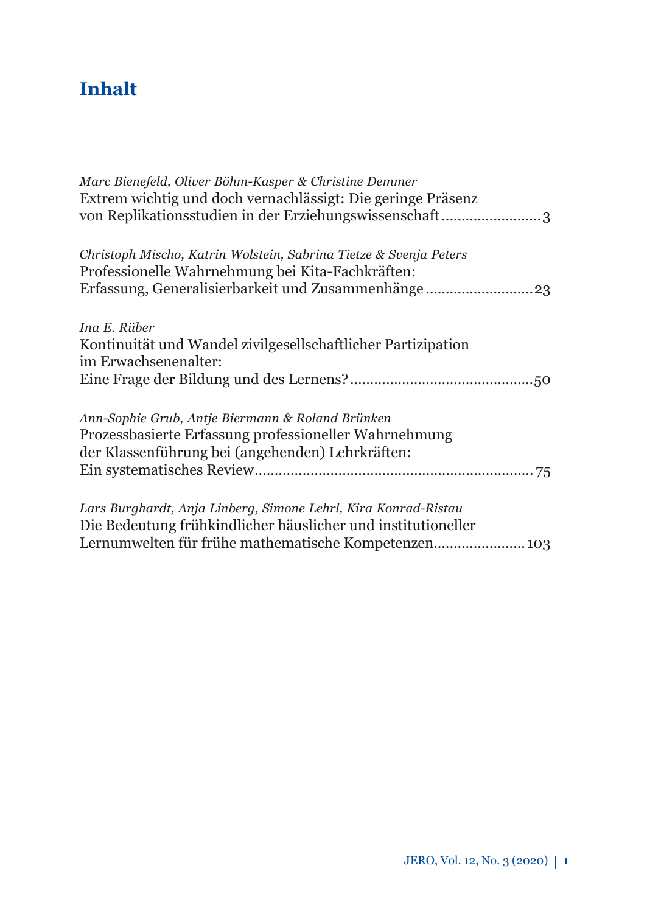# Inhalt

*Marc Bienefeld, Oliver Böhm-Kasper & Christine Demmer*
Extrem wichtig und doch vernachlässigt: Die geringe Präsenz von Replikationsstudien in der Erziehungswissenschaft ......................... 3

*Christoph Mischo, Katrin Wolstein, Sabrina Tietze & Svenja Peters*
Professionelle Wahrnehmung bei Kita-Fachkräften: Erfassung, Generalisierbarkeit und Zusammenhänge ........................... 23

*Ina E. Rüber*
Kontinuität und Wandel zivilgesellschaftlicher Partizipation im Erwachsenenalter: Eine Frage der Bildung und des Lernens? ............................................. 50

*Ann-Sophie Grub, Antje Biermann & Roland Brünken*
Prozessbasierte Erfassung professioneller Wahrnehmung der Klassenführung bei (angehenden) Lehrkräften: Ein systematisches Review ..................................................................... 75

*Lars Burghardt, Anja Linberg, Simone Lehrl, Kira Konrad-Ristau*
Die Bedeutung frühkindlicher häuslicher und institutioneller Lernumwelten für frühe mathematische Kompetenzen ...................... 103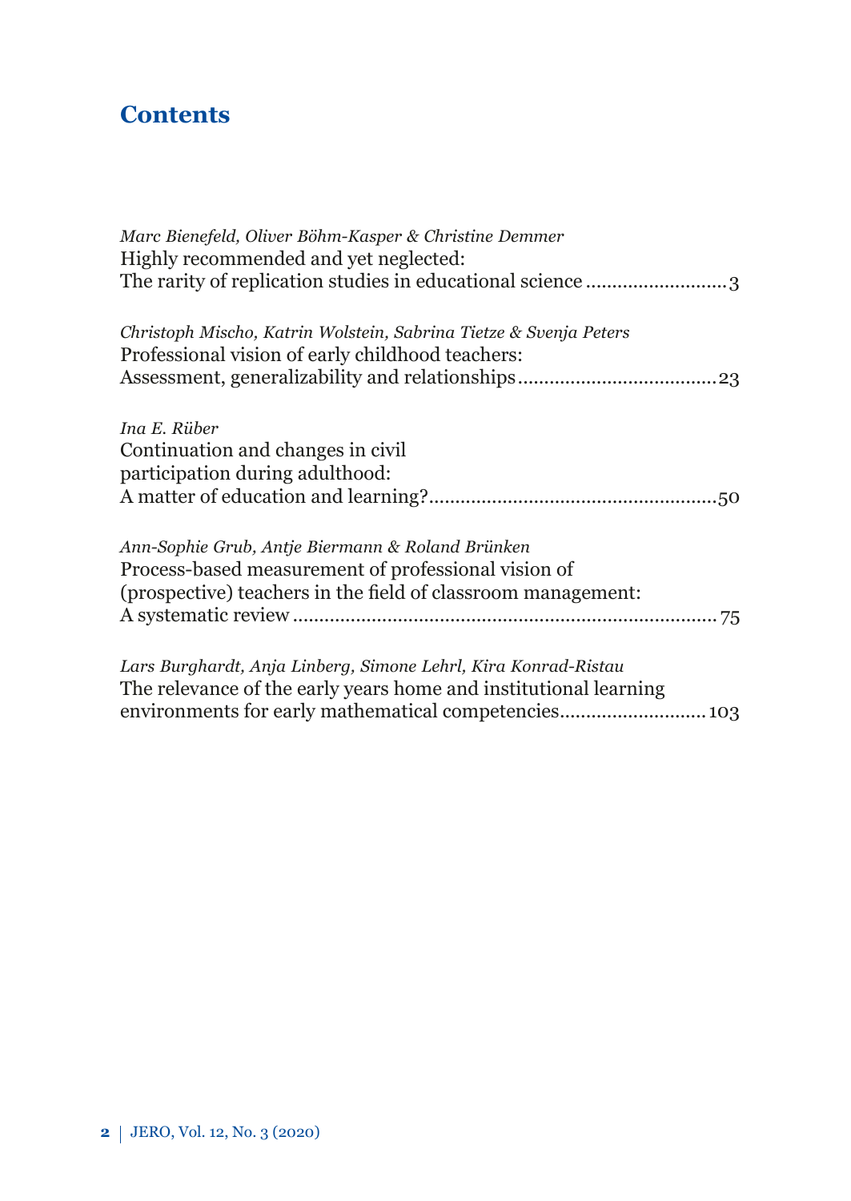# Contents

*Marc Bienefeld, Oliver Böhm-Kasper & Christine Demmer*
Highly recommended and yet neglected:
The rarity of replication studies in educational science .......................... 3

*Christoph Mischo, Katrin Wolstein, Sabrina Tietze & Svenja Peters*
Professional vision of early childhood teachers:
Assessment, generalizability and relationships ..................................... 23

*Ina E. Rüber*
Continuation and changes in civil
participation during adulthood:
A matter of education and learning? ...................................................... 50

*Ann-Sophie Grub, Antje Biermann & Roland Brünken*
Process-based measurement of professional vision of
(prospective) teachers in the field of classroom management:
A systematic review ................................................................................ 75

*Lars Burghardt, Anja Linberg, Simone Lehrl, Kira Konrad-Ristau*
The relevance of the early years home and institutional learning
environments for early mathematical competencies ........................... 103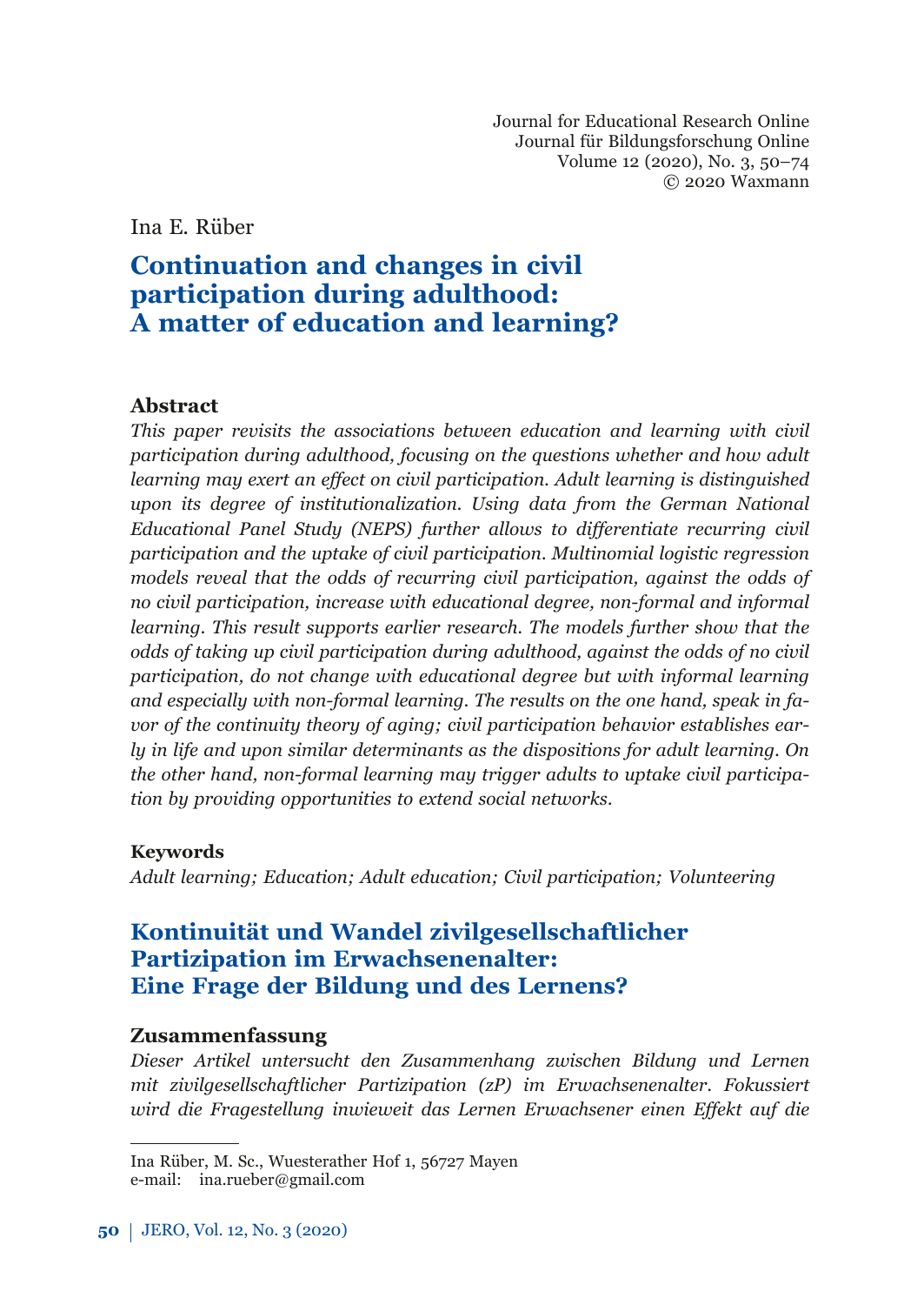Ina E. Rüber

# Continuation and changes in civil participation during adulthood: A matter of education and learning?

## Abstract

*This paper revisits the associations between education and learning with civil participation during adulthood, focusing on the questions whether and how adult learning may exert an effect on civil participation. Adult learning is distinguished upon its degree of institutionalization. Using data from the German National Educational Panel Study (NEPS) further allows to differentiate recurring civil participation and the uptake of civil participation. Multinomial logistic regression models reveal that the odds of recurring civil participation, against the odds of no civil participation, increase with educational degree, non-formal and informal learning. This result supports earlier research. The models further show that the odds of taking up civil participation during adulthood, against the odds of no civil participation, do not change with educational degree but with informal learning and especially with non-formal learning. The results on the one hand, speak in favor of the continuity theory of aging; civil participation behavior establishes early in life and upon similar determinants as the dispositions for adult learning. On the other hand, non-formal learning may trigger adults to uptake civil participation by providing opportunities to extend social networks.*

### Keywords

*Adult learning; Education; Adult education; Civil participation; Volunteering*

# Kontinuität und Wandel zivilgesellschaftlicher Partizipation im Erwachsenenalter: Eine Frage der Bildung und des Lernens?

## Zusammenfassung

*Dieser Artikel untersucht den Zusammenhang zwischen Bildung und Lernen mit zivilgesellschaftlicher Partizipation (zP) im Erwachsenenalter. Fokussiert wird die Fragestellung inwieweit das Lernen Erwachsener einen Effekt auf die*

---

Ina Rüber, M. Sc., Wuesterather Hof 1, 56727 Mayen
e-mail: ina.rueber@gmail.com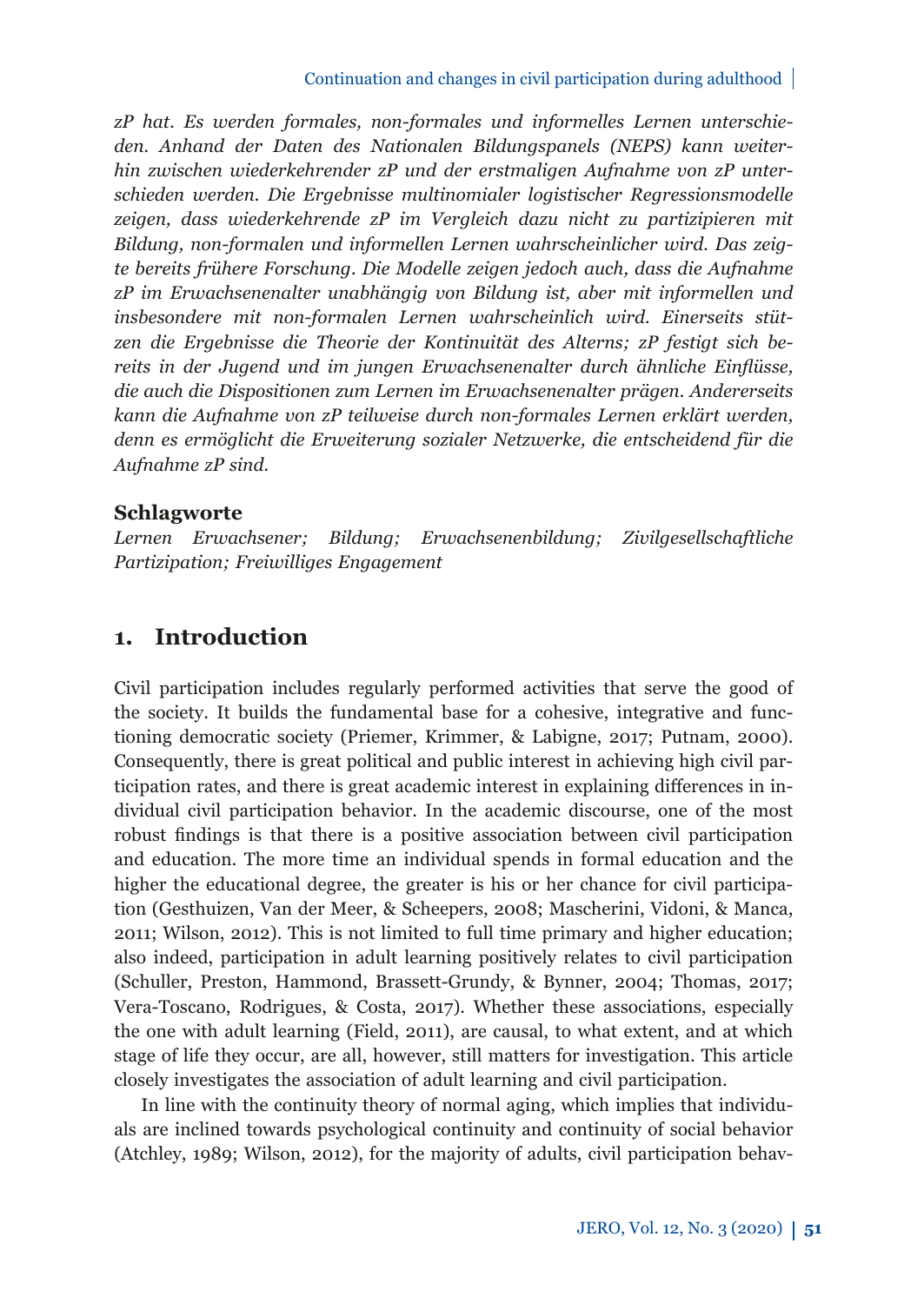*zP hat. Es werden formales, non-formales und informelles Lernen unterschieden. Anhand der Daten des Nationalen Bildungspanels (NEPS) kann weiterhin zwischen wiederkehrender zP und der erstmaligen Aufnahme von zP unterschieden werden. Die Ergebnisse multinomialer logistischer Regressionsmodelle zeigen, dass wiederkehrende zP im Vergleich dazu nicht zu partizipieren mit Bildung, non-formalen und informellen Lernen wahrscheinlicher wird. Das zeigte bereits frühere Forschung. Die Modelle zeigen jedoch auch, dass die Aufnahme zP im Erwachsenenalter unabhängig von Bildung ist, aber mit informellen und insbesondere mit non-formalen Lernen wahrscheinlich wird. Einerseits stützen die Ergebnisse die Theorie der Kontinuität des Alterns; zP festigt sich bereits in der Jugend und im jungen Erwachsenenalter durch ähnliche Einflüsse, die auch die Dispositionen zum Lernen im Erwachsenenalter prägen. Andererseits kann die Aufnahme von zP teilweise durch non-formales Lernen erklärt werden, denn es ermöglicht die Erweiterung sozialer Netzwerke, die entscheidend für die Aufnahme zP sind.*

**Schlagworte**

*Lernen Erwachsener; Bildung; Erwachsenenbildung; Zivilgesellschaftliche Partizipation; Freiwilliges Engagement*

## 1. Introduction

Civil participation includes regularly performed activities that serve the good of the society. It builds the fundamental base for a cohesive, integrative and functioning democratic society (Priemer, Krimmer, & Labigne, 2017; Putnam, 2000). Consequently, there is great political and public interest in achieving high civil participation rates, and there is great academic interest in explaining differences in individual civil participation behavior. In the academic discourse, one of the most robust findings is that there is a positive association between civil participation and education. The more time an individual spends in formal education and the higher the educational degree, the greater is his or her chance for civil participation (Gesthuizen, Van der Meer, & Scheepers, 2008; Mascherini, Vidoni, & Manca, 2011; Wilson, 2012). This is not limited to full time primary and higher education; also indeed, participation in adult learning positively relates to civil participation (Schuller, Preston, Hammond, Brassett-Grundy, & Bynner, 2004; Thomas, 2017; Vera-Toscano, Rodrigues, & Costa, 2017). Whether these associations, especially the one with adult learning (Field, 2011), are causal, to what extent, and at which stage of life they occur, are all, however, still matters for investigation. This article closely investigates the association of adult learning and civil participation.

In line with the continuity theory of normal aging, which implies that individuals are inclined towards psychological continuity and continuity of social behavior (Atchley, 1989; Wilson, 2012), for the majority of adults, civil participation behav-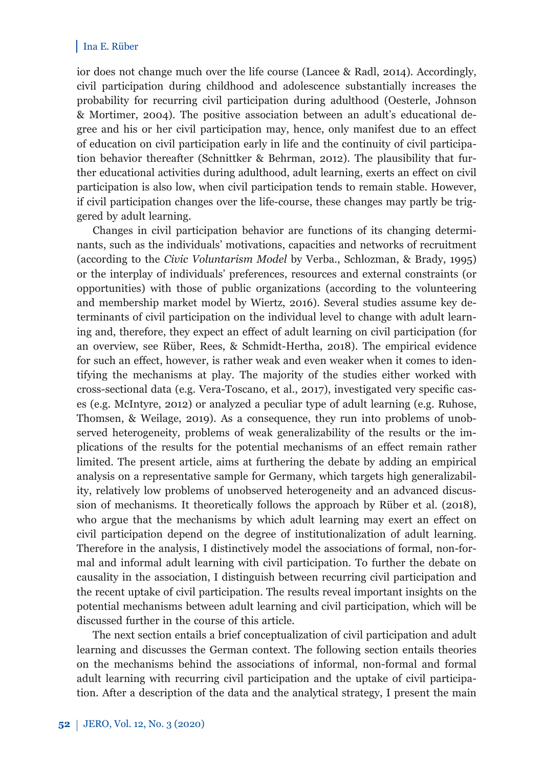ior does not change much over the life course (Lancee & Radl, 2014). Accordingly, civil participation during childhood and adolescence substantially increases the probability for recurring civil participation during adulthood (Oesterle, Johnson & Mortimer, 2004). The positive association between an adult's educational degree and his or her civil participation may, hence, only manifest due to an effect of education on civil participation early in life and the continuity of civil participation behavior thereafter (Schnittker & Behrman, 2012). The plausibility that further educational activities during adulthood, adult learning, exerts an effect on civil participation is also low, when civil participation tends to remain stable. However, if civil participation changes over the life-course, these changes may partly be triggered by adult learning.

Changes in civil participation behavior are functions of its changing determinants, such as the individuals' motivations, capacities and networks of recruitment (according to the *Civic Voluntarism Model* by Verba., Schlozman, & Brady, 1995) or the interplay of individuals' preferences, resources and external constraints (or opportunities) with those of public organizations (according to the volunteering and membership market model by Wiertz, 2016). Several studies assume key determinants of civil participation on the individual level to change with adult learning and, therefore, they expect an effect of adult learning on civil participation (for an overview, see Rüber, Rees, & Schmidt-Hertha, 2018). The empirical evidence for such an effect, however, is rather weak and even weaker when it comes to identifying the mechanisms at play. The majority of the studies either worked with cross-sectional data (e.g. Vera-Toscano, et al., 2017), investigated very specific cases (e.g. McIntyre, 2012) or analyzed a peculiar type of adult learning (e.g. Ruhose, Thomsen, & Weilage, 2019). As a consequence, they run into problems of unobserved heterogeneity, problems of weak generalizability of the results or the implications of the results for the potential mechanisms of an effect remain rather limited. The present article, aims at furthering the debate by adding an empirical analysis on a representative sample for Germany, which targets high generalizability, relatively low problems of unobserved heterogeneity and an advanced discussion of mechanisms. It theoretically follows the approach by Rüber et al. (2018), who argue that the mechanisms by which adult learning may exert an effect on civil participation depend on the degree of institutionalization of adult learning. Therefore in the analysis, I distinctively model the associations of formal, non-formal and informal adult learning with civil participation. To further the debate on causality in the association, I distinguish between recurring civil participation and the recent uptake of civil participation. The results reveal important insights on the potential mechanisms between adult learning and civil participation, which will be discussed further in the course of this article.

The next section entails a brief conceptualization of civil participation and adult learning and discusses the German context. The following section entails theories on the mechanisms behind the associations of informal, non-formal and formal adult learning with recurring civil participation and the uptake of civil participation. After a description of the data and the analytical strategy, I present the main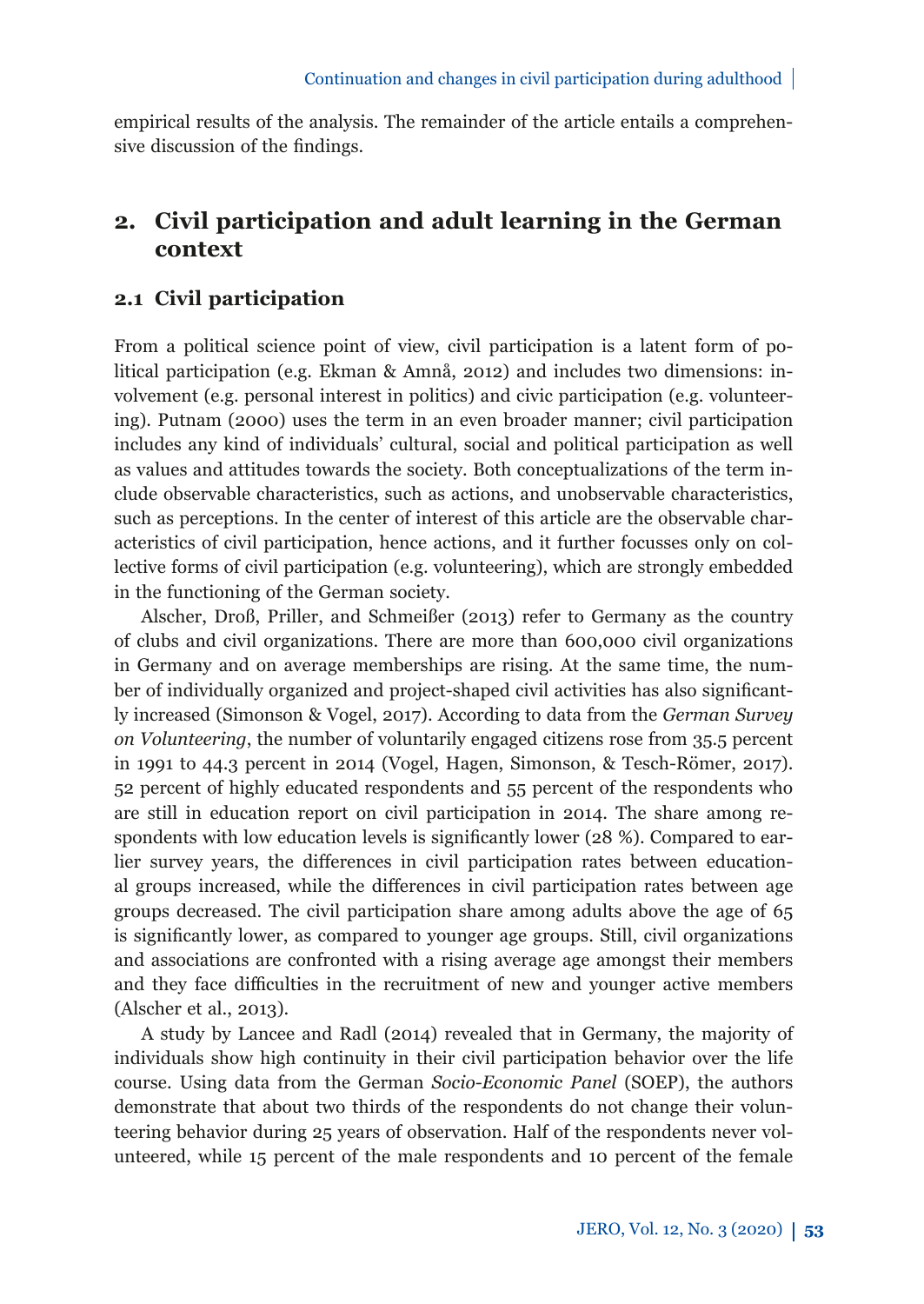empirical results of the analysis. The remainder of the article entails a comprehensive discussion of the findings.

## 2. Civil participation and adult learning in the German context

### 2.1 Civil participation

From a political science point of view, civil participation is a latent form of political participation (e.g. Ekman & Amnå, 2012) and includes two dimensions: involvement (e.g. personal interest in politics) and civic participation (e.g. volunteering). Putnam (2000) uses the term in an even broader manner; civil participation includes any kind of individuals' cultural, social and political participation as well as values and attitudes towards the society. Both conceptualizations of the term include observable characteristics, such as actions, and unobservable characteristics, such as perceptions. In the center of interest of this article are the observable characteristics of civil participation, hence actions, and it further focusses only on collective forms of civil participation (e.g. volunteering), which are strongly embedded in the functioning of the German society.

Alscher, Droß, Priller, and Schmeißer (2013) refer to Germany as the country of clubs and civil organizations. There are more than 600,000 civil organizations in Germany and on average memberships are rising. At the same time, the number of individually organized and project-shaped civil activities has also significantly increased (Simonson & Vogel, 2017). According to data from the *German Survey on Volunteering*, the number of voluntarily engaged citizens rose from 35.5 percent in 1991 to 44.3 percent in 2014 (Vogel, Hagen, Simonson, & Tesch-Römer, 2017). 52 percent of highly educated respondents and 55 percent of the respondents who are still in education report on civil participation in 2014. The share among respondents with low education levels is significantly lower (28 %). Compared to earlier survey years, the differences in civil participation rates between educational groups increased, while the differences in civil participation rates between age groups decreased. The civil participation share among adults above the age of 65 is significantly lower, as compared to younger age groups. Still, civil organizations and associations are confronted with a rising average age amongst their members and they face difficulties in the recruitment of new and younger active members (Alscher et al., 2013).

A study by Lancee and Radl (2014) revealed that in Germany, the majority of individuals show high continuity in their civil participation behavior over the life course. Using data from the German *Socio-Economic Panel* (SOEP), the authors demonstrate that about two thirds of the respondents do not change their volunteering behavior during 25 years of observation. Half of the respondents never volunteered, while 15 percent of the male respondents and 10 percent of the female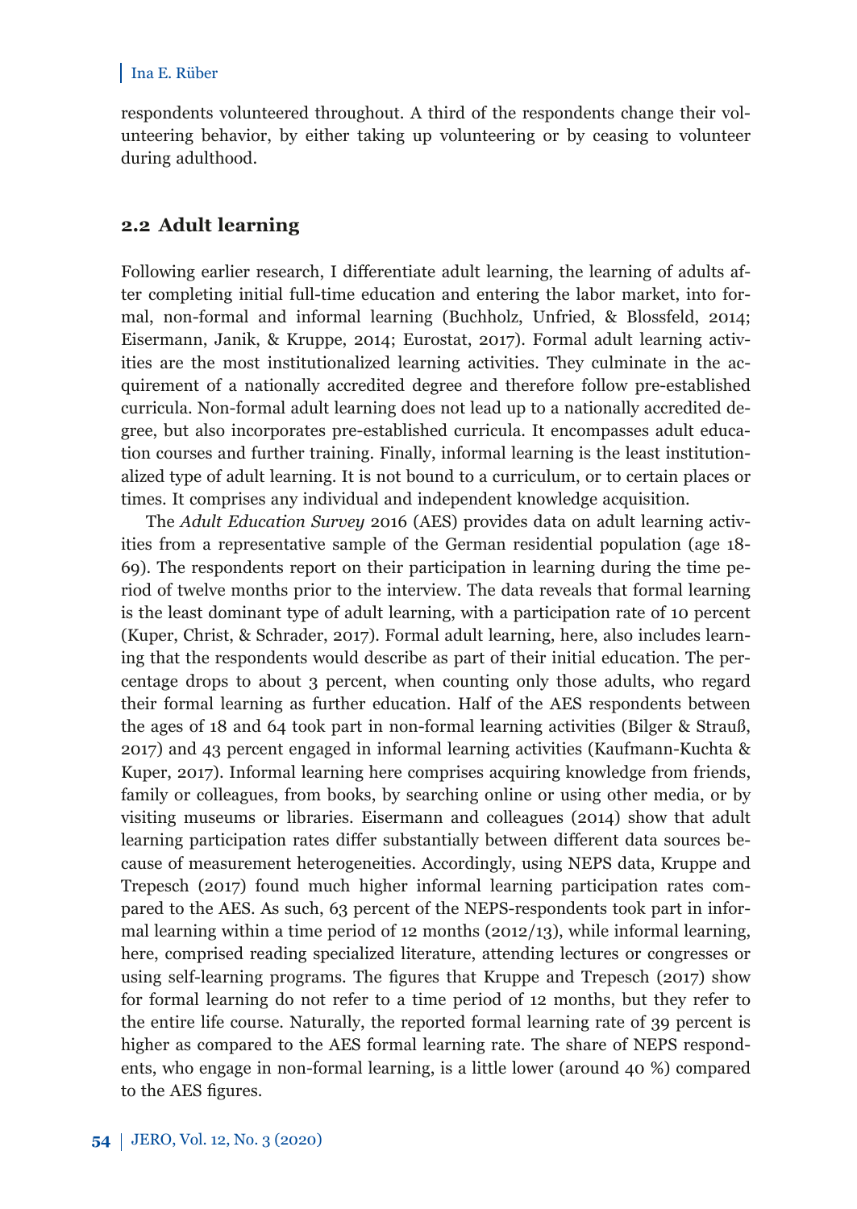respondents volunteered throughout. A third of the respondents change their volunteering behavior, by either taking up volunteering or by ceasing to volunteer during adulthood.

## 2.2 Adult learning

Following earlier research, I differentiate adult learning, the learning of adults after completing initial full-time education and entering the labor market, into formal, non-formal and informal learning (Buchholz, Unfried, & Blossfeld, 2014; Eisermann, Janik, & Kruppe, 2014; Eurostat, 2017). Formal adult learning activities are the most institutionalized learning activities. They culminate in the acquirement of a nationally accredited degree and therefore follow pre-established curricula. Non-formal adult learning does not lead up to a nationally accredited degree, but also incorporates pre-established curricula. It encompasses adult education courses and further training. Finally, informal learning is the least institutionalized type of adult learning. It is not bound to a curriculum, or to certain places or times. It comprises any individual and independent knowledge acquisition.

The *Adult Education Survey* 2016 (AES) provides data on adult learning activities from a representative sample of the German residential population (age 18-69). The respondents report on their participation in learning during the time period of twelve months prior to the interview. The data reveals that formal learning is the least dominant type of adult learning, with a participation rate of 10 percent (Kuper, Christ, & Schrader, 2017). Formal adult learning, here, also includes learning that the respondents would describe as part of their initial education. The percentage drops to about 3 percent, when counting only those adults, who regard their formal learning as further education. Half of the AES respondents between the ages of 18 and 64 took part in non-formal learning activities (Bilger & Strauß, 2017) and 43 percent engaged in informal learning activities (Kaufmann-Kuchta & Kuper, 2017). Informal learning here comprises acquiring knowledge from friends, family or colleagues, from books, by searching online or using other media, or by visiting museums or libraries. Eisermann and colleagues (2014) show that adult learning participation rates differ substantially between different data sources because of measurement heterogeneities. Accordingly, using NEPS data, Kruppe and Trepesch (2017) found much higher informal learning participation rates compared to the AES. As such, 63 percent of the NEPS-respondents took part in informal learning within a time period of 12 months (2012/13), while informal learning, here, comprised reading specialized literature, attending lectures or congresses or using self-learning programs. The figures that Kruppe and Trepesch (2017) show for formal learning do not refer to a time period of 12 months, but they refer to the entire life course. Naturally, the reported formal learning rate of 39 percent is higher as compared to the AES formal learning rate. The share of NEPS respondents, who engage in non-formal learning, is a little lower (around 40 %) compared to the AES figures.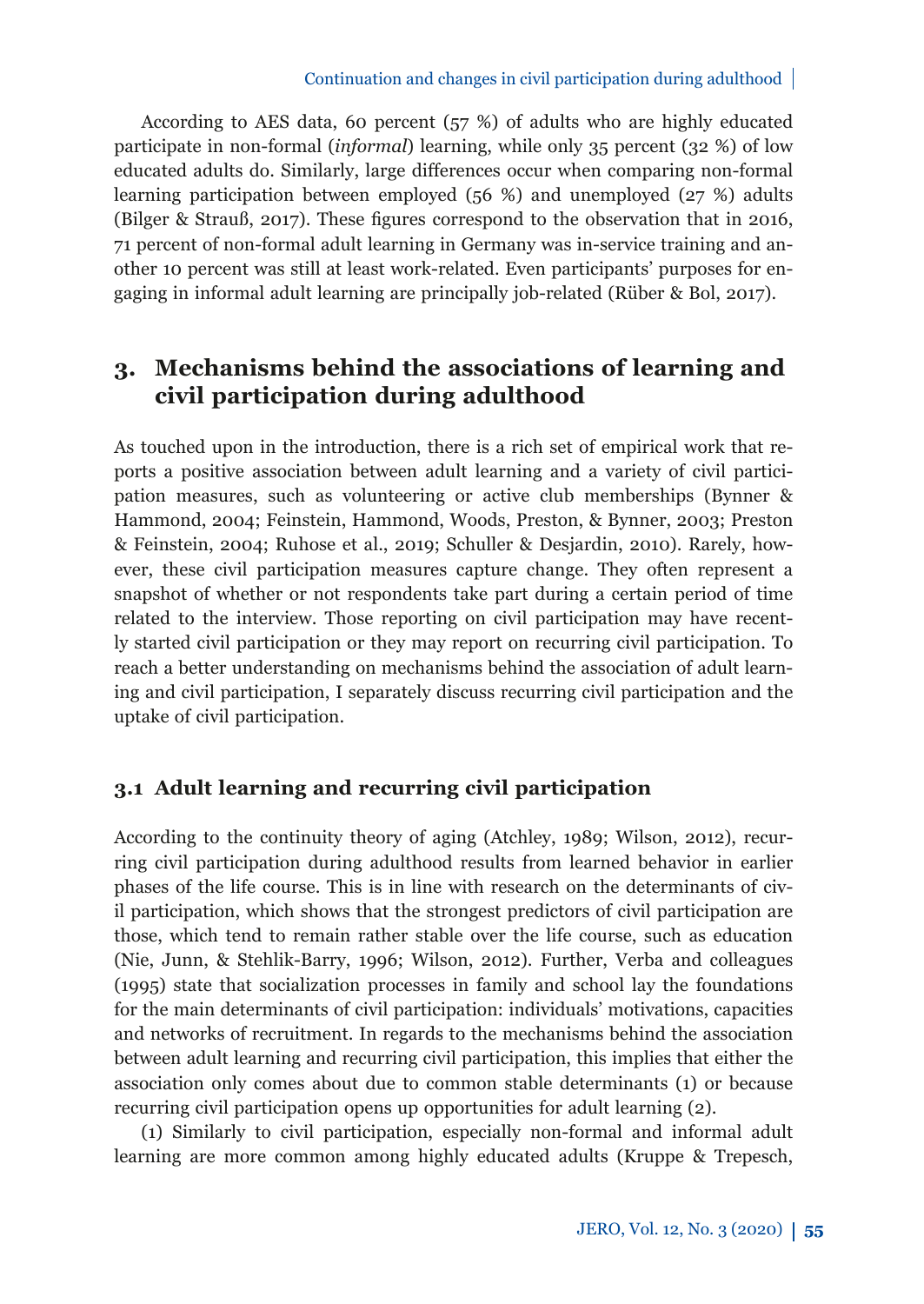According to AES data, 60 percent (57 %) of adults who are highly educated participate in non-formal (*informal*) learning, while only 35 percent (32 %) of low educated adults do. Similarly, large differences occur when comparing non-formal learning participation between employed (56 %) and unemployed (27 %) adults (Bilger & Strauß, 2017). These figures correspond to the observation that in 2016, 71 percent of non-formal adult learning in Germany was in-service training and another 10 percent was still at least work-related. Even participants' purposes for engaging in informal adult learning are principally job-related (Rüber & Bol, 2017).

## 3. Mechanisms behind the associations of learning and civil participation during adulthood

As touched upon in the introduction, there is a rich set of empirical work that reports a positive association between adult learning and a variety of civil participation measures, such as volunteering or active club memberships (Bynner & Hammond, 2004; Feinstein, Hammond, Woods, Preston, & Bynner, 2003; Preston & Feinstein, 2004; Ruhose et al., 2019; Schuller & Desjardin, 2010). Rarely, however, these civil participation measures capture change. They often represent a snapshot of whether or not respondents take part during a certain period of time related to the interview. Those reporting on civil participation may have recently started civil participation or they may report on recurring civil participation. To reach a better understanding on mechanisms behind the association of adult learning and civil participation, I separately discuss recurring civil participation and the uptake of civil participation.

### 3.1 Adult learning and recurring civil participation

According to the continuity theory of aging (Atchley, 1989; Wilson, 2012), recurring civil participation during adulthood results from learned behavior in earlier phases of the life course. This is in line with research on the determinants of civil participation, which shows that the strongest predictors of civil participation are those, which tend to remain rather stable over the life course, such as education (Nie, Junn, & Stehlik-Barry, 1996; Wilson, 2012). Further, Verba and colleagues (1995) state that socialization processes in family and school lay the foundations for the main determinants of civil participation: individuals' motivations, capacities and networks of recruitment. In regards to the mechanisms behind the association between adult learning and recurring civil participation, this implies that either the association only comes about due to common stable determinants (1) or because recurring civil participation opens up opportunities for adult learning (2).

(1) Similarly to civil participation, especially non-formal and informal adult learning are more common among highly educated adults (Kruppe & Trepesch,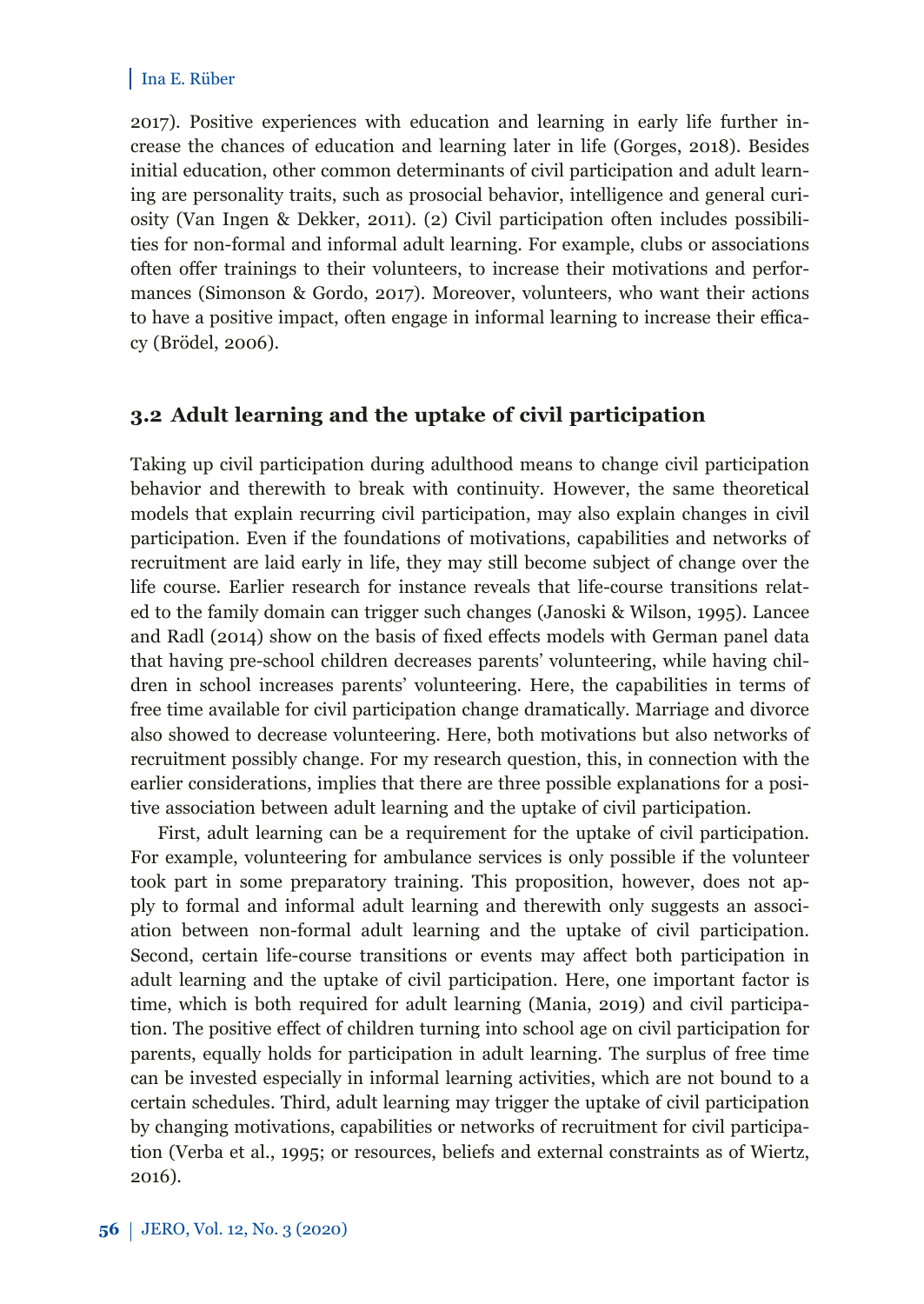2017). Positive experiences with education and learning in early life further increase the chances of education and learning later in life (Gorges, 2018). Besides initial education, other common determinants of civil participation and adult learning are personality traits, such as prosocial behavior, intelligence and general curiosity (Van Ingen & Dekker, 2011). (2) Civil participation often includes possibilities for non-formal and informal adult learning. For example, clubs or associations often offer trainings to their volunteers, to increase their motivations and performances (Simonson & Gordo, 2017). Moreover, volunteers, who want their actions to have a positive impact, often engage in informal learning to increase their efficacy (Brödel, 2006).

## 3.2 Adult learning and the uptake of civil participation

Taking up civil participation during adulthood means to change civil participation behavior and therewith to break with continuity. However, the same theoretical models that explain recurring civil participation, may also explain changes in civil participation. Even if the foundations of motivations, capabilities and networks of recruitment are laid early in life, they may still become subject of change over the life course. Earlier research for instance reveals that life-course transitions related to the family domain can trigger such changes (Janoski & Wilson, 1995). Lancee and Radl (2014) show on the basis of fixed effects models with German panel data that having pre-school children decreases parents' volunteering, while having children in school increases parents' volunteering. Here, the capabilities in terms of free time available for civil participation change dramatically. Marriage and divorce also showed to decrease volunteering. Here, both motivations but also networks of recruitment possibly change. For my research question, this, in connection with the earlier considerations, implies that there are three possible explanations for a positive association between adult learning and the uptake of civil participation.

First, adult learning can be a requirement for the uptake of civil participation. For example, volunteering for ambulance services is only possible if the volunteer took part in some preparatory training. This proposition, however, does not apply to formal and informal adult learning and therewith only suggests an association between non-formal adult learning and the uptake of civil participation. Second, certain life-course transitions or events may affect both participation in adult learning and the uptake of civil participation. Here, one important factor is time, which is both required for adult learning (Mania, 2019) and civil participation. The positive effect of children turning into school age on civil participation for parents, equally holds for participation in adult learning. The surplus of free time can be invested especially in informal learning activities, which are not bound to a certain schedules. Third, adult learning may trigger the uptake of civil participation by changing motivations, capabilities or networks of recruitment for civil participation (Verba et al., 1995; or resources, beliefs and external constraints as of Wiertz, 2016).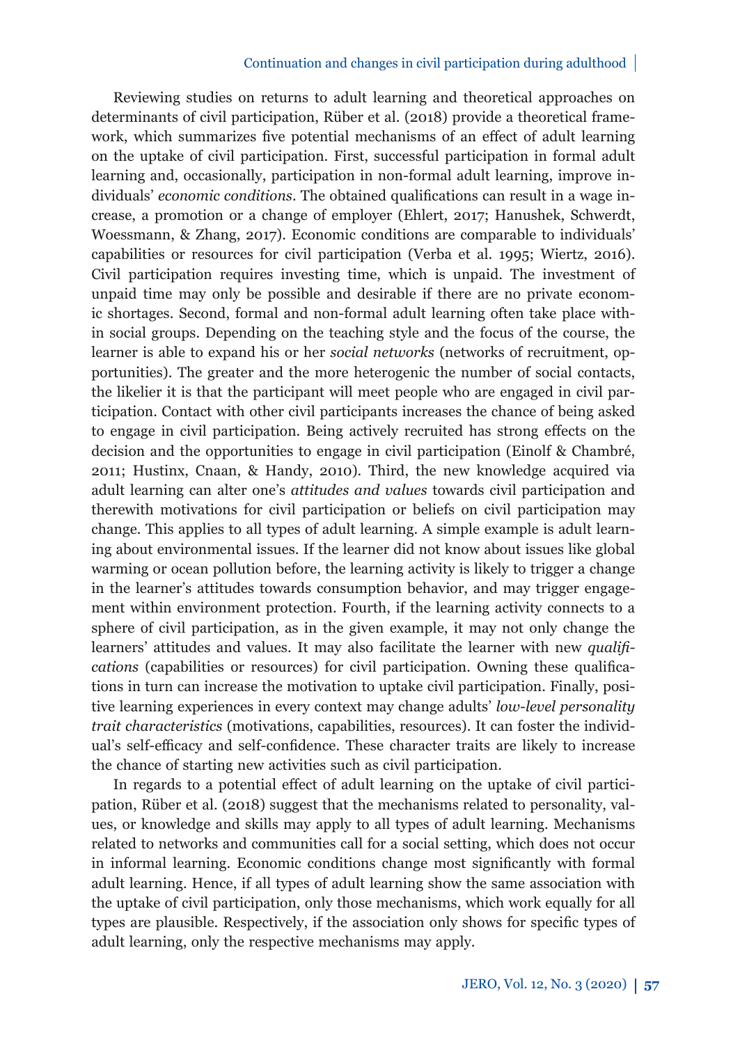Reviewing studies on returns to adult learning and theoretical approaches on determinants of civil participation, Rüber et al. (2018) provide a theoretical framework, which summarizes five potential mechanisms of an effect of adult learning on the uptake of civil participation. First, successful participation in formal adult learning and, occasionally, participation in non-formal adult learning, improve individuals' *economic conditions*. The obtained qualifications can result in a wage increase, a promotion or a change of employer (Ehlert, 2017; Hanushek, Schwerdt, Woessmann, & Zhang, 2017). Economic conditions are comparable to individuals' capabilities or resources for civil participation (Verba et al. 1995; Wiertz, 2016). Civil participation requires investing time, which is unpaid. The investment of unpaid time may only be possible and desirable if there are no private economic shortages. Second, formal and non-formal adult learning often take place within social groups. Depending on the teaching style and the focus of the course, the learner is able to expand his or her *social networks* (networks of recruitment, opportunities). The greater and the more heterogenic the number of social contacts, the likelier it is that the participant will meet people who are engaged in civil participation. Contact with other civil participants increases the chance of being asked to engage in civil participation. Being actively recruited has strong effects on the decision and the opportunities to engage in civil participation (Einolf & Chambré, 2011; Hustinx, Cnaan, & Handy, 2010). Third, the new knowledge acquired via adult learning can alter one's *attitudes and values* towards civil participation and therewith motivations for civil participation or beliefs on civil participation may change. This applies to all types of adult learning. A simple example is adult learning about environmental issues. If the learner did not know about issues like global warming or ocean pollution before, the learning activity is likely to trigger a change in the learner's attitudes towards consumption behavior, and may trigger engagement within environment protection. Fourth, if the learning activity connects to a sphere of civil participation, as in the given example, it may not only change the learners' attitudes and values. It may also facilitate the learner with new *qualifications* (capabilities or resources) for civil participation. Owning these qualifications in turn can increase the motivation to uptake civil participation. Finally, positive learning experiences in every context may change adults' *low-level personality trait characteristics* (motivations, capabilities, resources). It can foster the individual's self-efficacy and self-confidence. These character traits are likely to increase the chance of starting new activities such as civil participation.

In regards to a potential effect of adult learning on the uptake of civil participation, Rüber et al. (2018) suggest that the mechanisms related to personality, values, or knowledge and skills may apply to all types of adult learning. Mechanisms related to networks and communities call for a social setting, which does not occur in informal learning. Economic conditions change most significantly with formal adult learning. Hence, if all types of adult learning show the same association with the uptake of civil participation, only those mechanisms, which work equally for all types are plausible. Respectively, if the association only shows for specific types of adult learning, only the respective mechanisms may apply.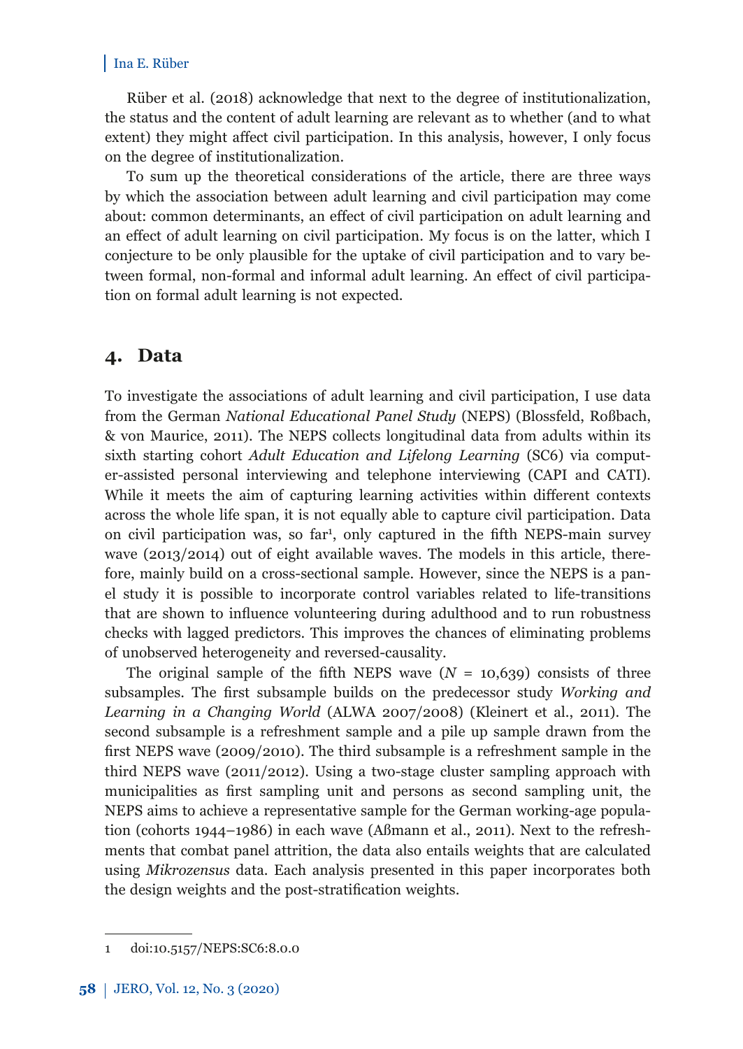Rüber et al. (2018) acknowledge that next to the degree of institutionalization, the status and the content of adult learning are relevant as to whether (and to what extent) they might affect civil participation. In this analysis, however, I only focus on the degree of institutionalization.

To sum up the theoretical considerations of the article, there are three ways by which the association between adult learning and civil participation may come about: common determinants, an effect of civil participation on adult learning and an effect of adult learning on civil participation. My focus is on the latter, which I conjecture to be only plausible for the uptake of civil participation and to vary between formal, non-formal and informal adult learning. An effect of civil participation on formal adult learning is not expected.

## 4. Data

To investigate the associations of adult learning and civil participation, I use data from the German *National Educational Panel Study* (NEPS) (Blossfeld, Roßbach, & von Maurice, 2011). The NEPS collects longitudinal data from adults within its sixth starting cohort *Adult Education and Lifelong Learning* (SC6) via computer-assisted personal interviewing and telephone interviewing (CAPI and CATI). While it meets the aim of capturing learning activities within different contexts across the whole life span, it is not equally able to capture civil participation. Data on civil participation was, so far[1], only captured in the fifth NEPS-main survey wave (2013/2014) out of eight available waves. The models in this article, therefore, mainly build on a cross-sectional sample. However, since the NEPS is a panel study it is possible to incorporate control variables related to life-transitions that are shown to influence volunteering during adulthood and to run robustness checks with lagged predictors. This improves the chances of eliminating problems of unobserved heterogeneity and reversed-causality.

The original sample of the fifth NEPS wave ($N$ = 10,639) consists of three subsamples. The first subsample builds on the predecessor study *Working and Learning in a Changing World* (ALWA 2007/2008) (Kleinert et al., 2011). The second subsample is a refreshment sample and a pile up sample drawn from the first NEPS wave (2009/2010). The third subsample is a refreshment sample in the third NEPS wave (2011/2012). Using a two-stage cluster sampling approach with municipalities as first sampling unit and persons as second sampling unit, the NEPS aims to achieve a representative sample for the German working-age population (cohorts 1944–1986) in each wave (Aßmann et al., 2011). Next to the refreshments that combat panel attrition, the data also entails weights that are calculated using *Mikrozensus* data. Each analysis presented in this paper incorporates both the design weights and the post-stratification weights.

---

1 doi:10.5157/NEPS:SC6:8.0.0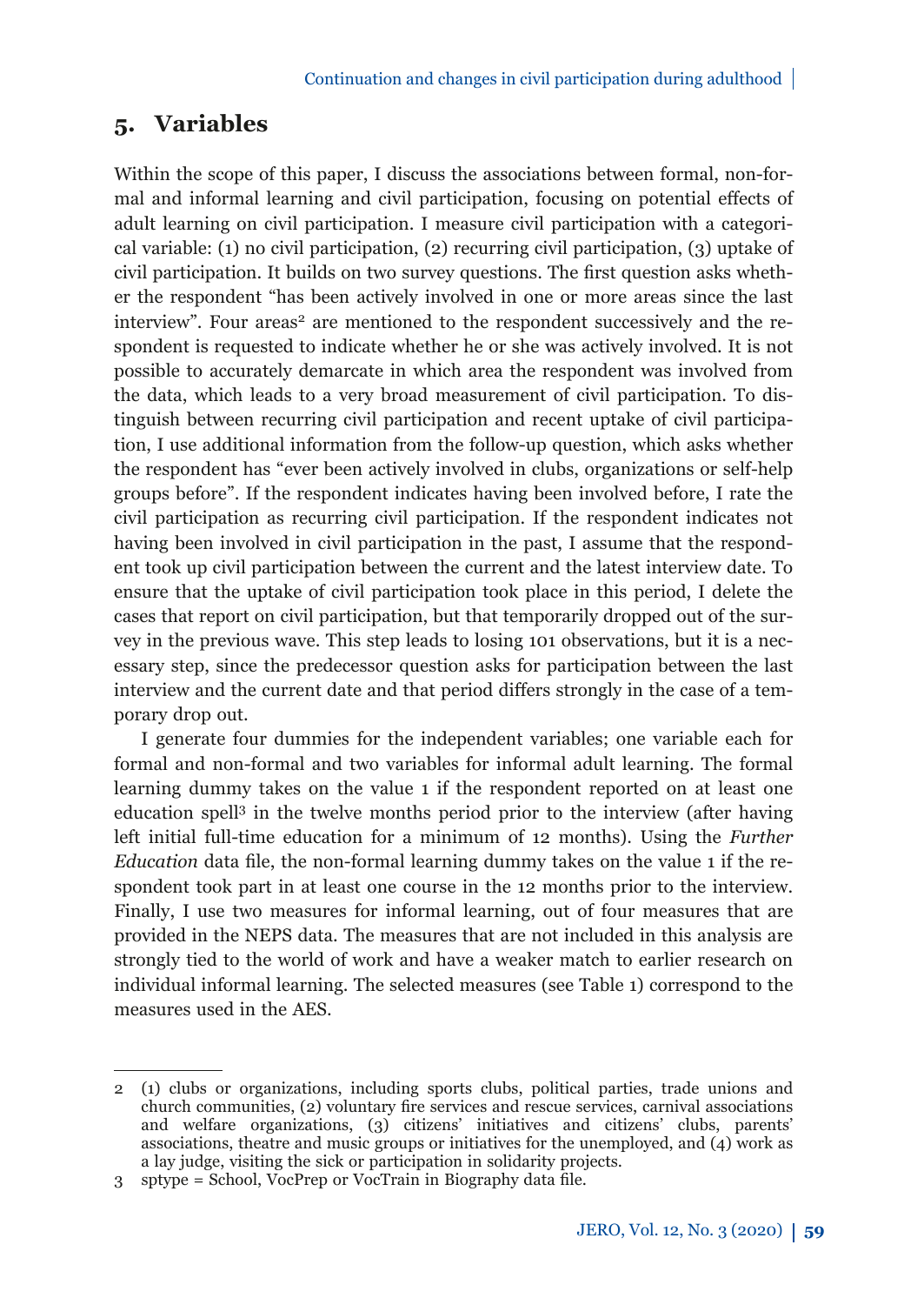## 5. Variables

Within the scope of this paper, I discuss the associations between formal, non-formal and informal learning and civil participation, focusing on potential effects of adult learning on civil participation. I measure civil participation with a categorical variable: (1) no civil participation, (2) recurring civil participation, (3) uptake of civil participation. It builds on two survey questions. The first question asks whether the respondent "has been actively involved in one or more areas since the last interview". Four areas[2] are mentioned to the respondent successively and the respondent is requested to indicate whether he or she was actively involved. It is not possible to accurately demarcate in which area the respondent was involved from the data, which leads to a very broad measurement of civil participation. To distinguish between recurring civil participation and recent uptake of civil participation, I use additional information from the follow-up question, which asks whether the respondent has "ever been actively involved in clubs, organizations or self-help groups before". If the respondent indicates having been involved before, I rate the civil participation as recurring civil participation. If the respondent indicates not having been involved in civil participation in the past, I assume that the respondent took up civil participation between the current and the latest interview date. To ensure that the uptake of civil participation took place in this period, I delete the cases that report on civil participation, but that temporarily dropped out of the survey in the previous wave. This step leads to losing 101 observations, but it is a necessary step, since the predecessor question asks for participation between the last interview and the current date and that period differs strongly in the case of a temporary drop out.

I generate four dummies for the independent variables; one variable each for formal and non-formal and two variables for informal adult learning. The formal learning dummy takes on the value 1 if the respondent reported on at least one education spell[3] in the twelve months period prior to the interview (after having left initial full-time education for a minimum of 12 months). Using the *Further Education* data file, the non-formal learning dummy takes on the value 1 if the respondent took part in at least one course in the 12 months prior to the interview. Finally, I use two measures for informal learning, out of four measures that are provided in the NEPS data. The measures that are not included in this analysis are strongly tied to the world of work and have a weaker match to earlier research on individual informal learning. The selected measures (see Table 1) correspond to the measures used in the AES.

---

2 (1) clubs or organizations, including sports clubs, political parties, trade unions and church communities, (2) voluntary fire services and rescue services, carnival associations and welfare organizations, (3) citizens' initiatives and citizens' clubs, parents' associations, theatre and music groups or initiatives for the unemployed, and (4) work as a lay judge, visiting the sick or participation in solidarity projects.

3 sptype = School, VocPrep or VocTrain in Biography data file.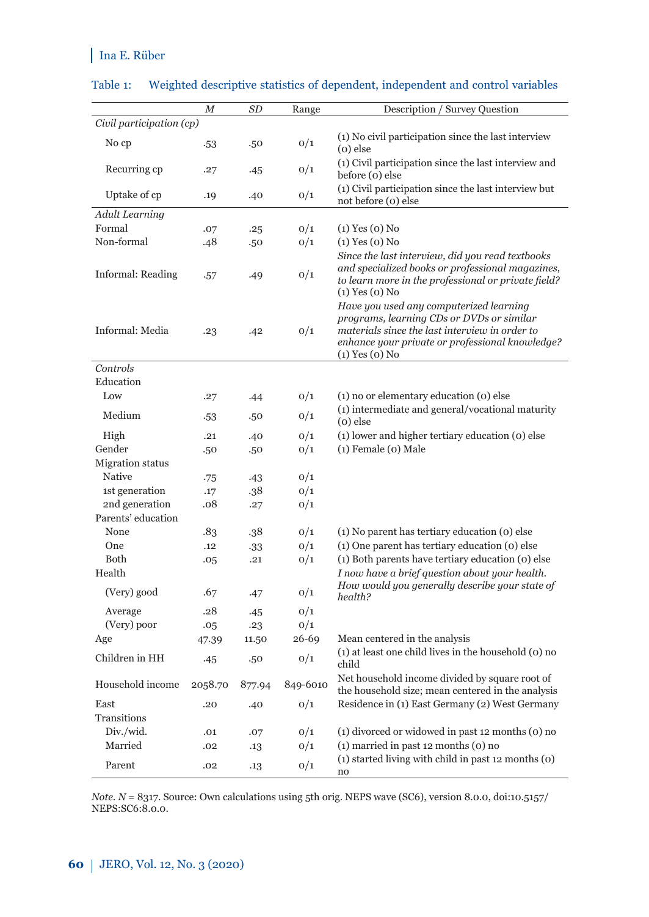Table 1: Weighted descriptive statistics of dependent, independent and control variables

| | *M* | *SD* | Range | Description / Survey Question |
|---|---|---|---|---|
| *Civil participation (cp)* | | | | |
| No cp | .53 | .50 | 0/1 | (1) No civil participation since the last interview (0) else |
| Recurring cp | .27 | .45 | 0/1 | (1) Civil participation since the last interview and before (0) else |
| Uptake of cp | .19 | .40 | 0/1 | (1) Civil participation since the last interview but not before (0) else |
| *Adult Learning* | | | | |
| Formal | .07 | .25 | 0/1 | (1) Yes (0) No |
| Non-formal | .48 | .50 | 0/1 | (1) Yes (0) No |
| Informal: Reading | .57 | .49 | 0/1 | *Since the last interview, did you read textbooks and specialized books or professional magazines, to learn more in the professional or private field?* (1) Yes (0) No |
| Informal: Media | .23 | .42 | 0/1 | *Have you used any computerized learning programs, learning CDs or DVDs or similar materials since the last interview in order to enhance your private or professional knowledge?* (1) Yes (0) No |
| *Controls* | | | | |
| Education | | | | |
| Low | .27 | .44 | 0/1 | (1) no or elementary education (0) else |
| Medium | .53 | .50 | 0/1 | (1) intermediate and general/vocational maturity (0) else |
| High | .21 | .40 | 0/1 | (1) lower and higher tertiary education (0) else |
| Gender | .50 | .50 | 0/1 | (1) Female (0) Male |
| Migration status | | | | |
| Native | .75 | .43 | 0/1 | |
| 1st generation | .17 | .38 | 0/1 | |
| 2nd generation | .08 | .27 | 0/1 | |
| Parents' education | | | | |
| None | .83 | .38 | 0/1 | (1) No parent has tertiary education (0) else |
| One | .12 | .33 | 0/1 | (1) One parent has tertiary education (0) else |
| Both | .05 | .21 | 0/1 | (1) Both parents have tertiary education (0) else |
| Health | | | | *I now have a brief question about your health. How would you generally describe your state of health?* |
| (Very) good | .67 | .47 | 0/1 | |
| Average | .28 | .45 | 0/1 | |
| (Very) poor | .05 | .23 | 0/1 | |
| Age | 47.39 | 11.50 | 26-69 | Mean centered in the analysis |
| Children in HH | .45 | .50 | 0/1 | (1) at least one child lives in the household (0) no child |
| Household income | 2058.70 | 877.94 | 849-6010 | Net household income divided by square root of the household size; mean centered in the analysis |
| East | .20 | .40 | 0/1 | Residence in (1) East Germany (2) West Germany |
| Transitions | | | | |
| Div./wid. | .01 | .07 | 0/1 | (1) divorced or widowed in past 12 months (0) no |
| Married | .02 | .13 | 0/1 | (1) married in past 12 months (0) no |
| Parent | .02 | .13 | 0/1 | (1) started living with child in past 12 months (0) no |

*Note. N* = 8317. Source: Own calculations using 5th orig. NEPS wave (SC6), version 8.0.0, doi:10.5157/NEPS:SC6:8.0.0.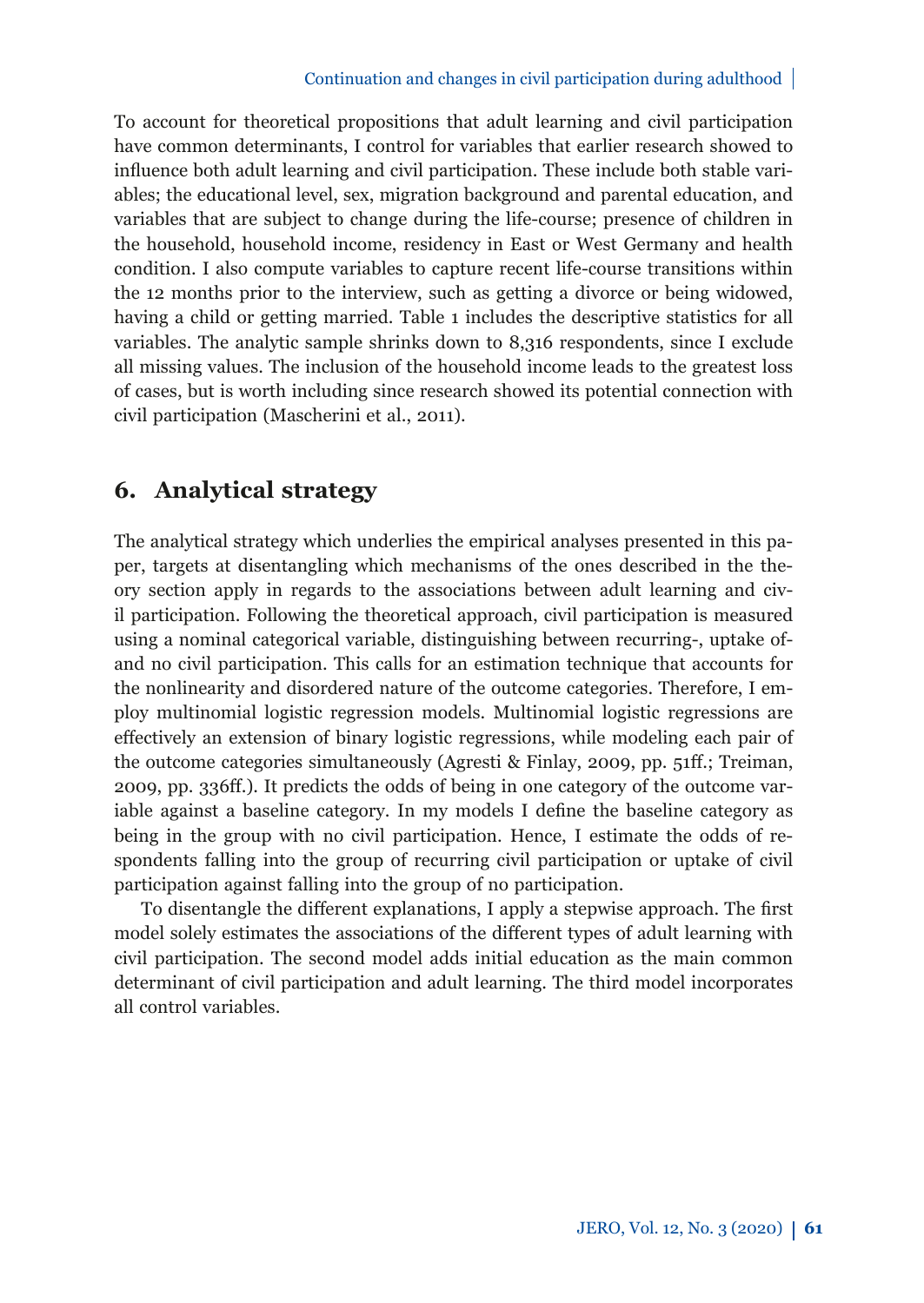To account for theoretical propositions that adult learning and civil participation have common determinants, I control for variables that earlier research showed to influence both adult learning and civil participation. These include both stable variables; the educational level, sex, migration background and parental education, and variables that are subject to change during the life-course; presence of children in the household, household income, residency in East or West Germany and health condition. I also compute variables to capture recent life-course transitions within the 12 months prior to the interview, such as getting a divorce or being widowed, having a child or getting married. Table 1 includes the descriptive statistics for all variables. The analytic sample shrinks down to 8,316 respondents, since I exclude all missing values. The inclusion of the household income leads to the greatest loss of cases, but is worth including since research showed its potential connection with civil participation (Mascherini et al., 2011).

## 6. Analytical strategy

The analytical strategy which underlies the empirical analyses presented in this paper, targets at disentangling which mechanisms of the ones described in the theory section apply in regards to the associations between adult learning and civil participation. Following the theoretical approach, civil participation is measured using a nominal categorical variable, distinguishing between recurring-, uptake of- and no civil participation. This calls for an estimation technique that accounts for the nonlinearity and disordered nature of the outcome categories. Therefore, I employ multinomial logistic regression models. Multinomial logistic regressions are effectively an extension of binary logistic regressions, while modeling each pair of the outcome categories simultaneously (Agresti & Finlay, 2009, pp. 51ff.; Treiman, 2009, pp. 336ff.). It predicts the odds of being in one category of the outcome variable against a baseline category. In my models I define the baseline category as being in the group with no civil participation. Hence, I estimate the odds of respondents falling into the group of recurring civil participation or uptake of civil participation against falling into the group of no participation.

To disentangle the different explanations, I apply a stepwise approach. The first model solely estimates the associations of the different types of adult learning with civil participation. The second model adds initial education as the main common determinant of civil participation and adult learning. The third model incorporates all control variables.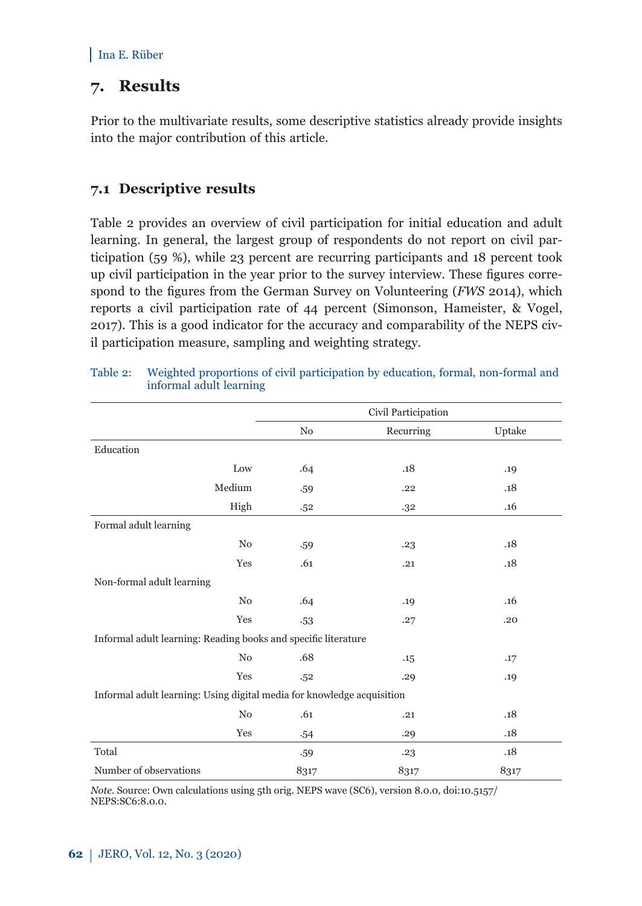## 7. Results

Prior to the multivariate results, some descriptive statistics already provide insights into the major contribution of this article.

### 7.1 Descriptive results

Table 2 provides an overview of civil participation for initial education and adult learning. In general, the largest group of respondents do not report on civil participation (59 %), while 23 percent are recurring participants and 18 percent took up civil participation in the year prior to the survey interview. These figures correspond to the figures from the German Survey on Volunteering (*FWS* 2014), which reports a civil participation rate of 44 percent (Simonson, Hameister, & Vogel, 2017). This is a good indicator for the accuracy and comparability of the NEPS civil participation measure, sampling and weighting strategy.

Table 2: Weighted proportions of civil participation by education, formal, non-formal and informal adult learning

| | Civil Participation | | |
|---|---|---|---|
| | No | Recurring | Uptake |
| **Education** | | | |
| Low | .64 | .18 | .19 |
| Medium | .59 | .22 | .18 |
| High | .52 | .32 | .16 |
| **Formal adult learning** | | | |
| No | .59 | .23 | .18 |
| Yes | .61 | .21 | .18 |
| **Non-formal adult learning** | | | |
| No | .64 | .19 | .16 |
| Yes | .53 | .27 | .20 |
| **Informal adult learning: Reading books and specific literature** | | | |
| No | .68 | .15 | .17 |
| Yes | .52 | .29 | .19 |
| **Informal adult learning: Using digital media for knowledge acquisition** | | | |
| No | .61 | .21 | .18 |
| Yes | .54 | .29 | .18 |
| Total | .59 | .23 | .18 |
| Number of observations | 8317 | 8317 | 8317 |

*Note*. Source: Own calculations using 5th orig. NEPS wave (SC6), version 8.0.0, doi:10.5157/NEPS:SC6:8.0.0.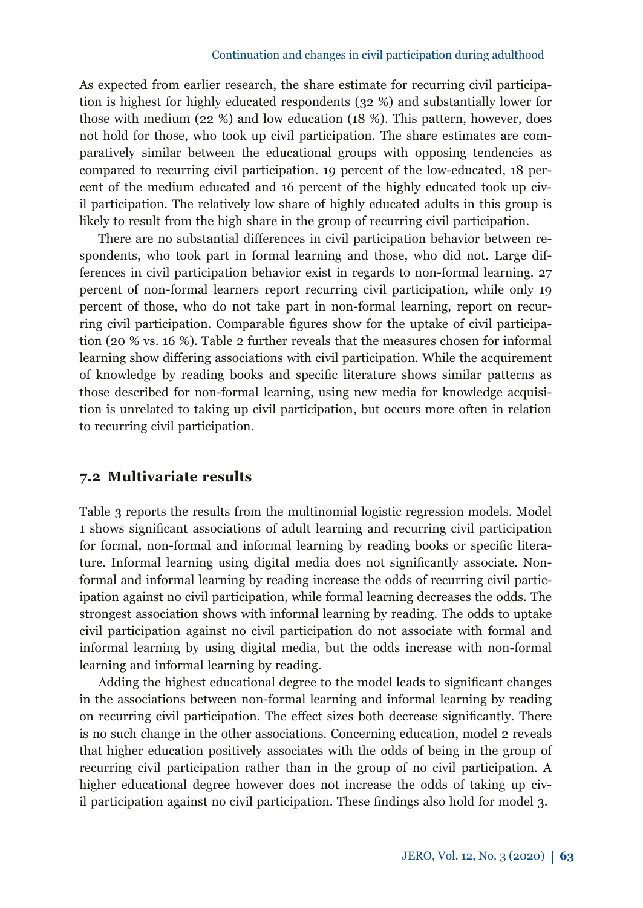As expected from earlier research, the share estimate for recurring civil participation is highest for highly educated respondents (32 %) and substantially lower for those with medium (22 %) and low education (18 %). This pattern, however, does not hold for those, who took up civil participation. The share estimates are comparatively similar between the educational groups with opposing tendencies as compared to recurring civil participation. 19 percent of the low-educated, 18 percent of the medium educated and 16 percent of the highly educated took up civil participation. The relatively low share of highly educated adults in this group is likely to result from the high share in the group of recurring civil participation.

There are no substantial differences in civil participation behavior between respondents, who took part in formal learning and those, who did not. Large differences in civil participation behavior exist in regards to non-formal learning. 27 percent of non-formal learners report recurring civil participation, while only 19 percent of those, who do not take part in non-formal learning, report on recurring civil participation. Comparable figures show for the uptake of civil participation (20 % vs. 16 %). Table 2 further reveals that the measures chosen for informal learning show differing associations with civil participation. While the acquirement of knowledge by reading books and specific literature shows similar patterns as those described for non-formal learning, using new media for knowledge acquisition is unrelated to taking up civil participation, but occurs more often in relation to recurring civil participation.

### 7.2 Multivariate results

Table 3 reports the results from the multinomial logistic regression models. Model 1 shows significant associations of adult learning and recurring civil participation for formal, non-formal and informal learning by reading books or specific literature. Informal learning using digital media does not significantly associate. Non-formal and informal learning by reading increase the odds of recurring civil participation against no civil participation, while formal learning decreases the odds. The strongest association shows with informal learning by reading. The odds to uptake civil participation against no civil participation do not associate with formal and informal learning by using digital media, but the odds increase with non-formal learning and informal learning by reading.

Adding the highest educational degree to the model leads to significant changes in the associations between non-formal learning and informal learning by reading on recurring civil participation. The effect sizes both decrease significantly. There is no such change in the other associations. Concerning education, model 2 reveals that higher education positively associates with the odds of being in the group of recurring civil participation rather than in the group of no civil participation. A higher educational degree however does not increase the odds of taking up civil participation against no civil participation. These findings also hold for model 3.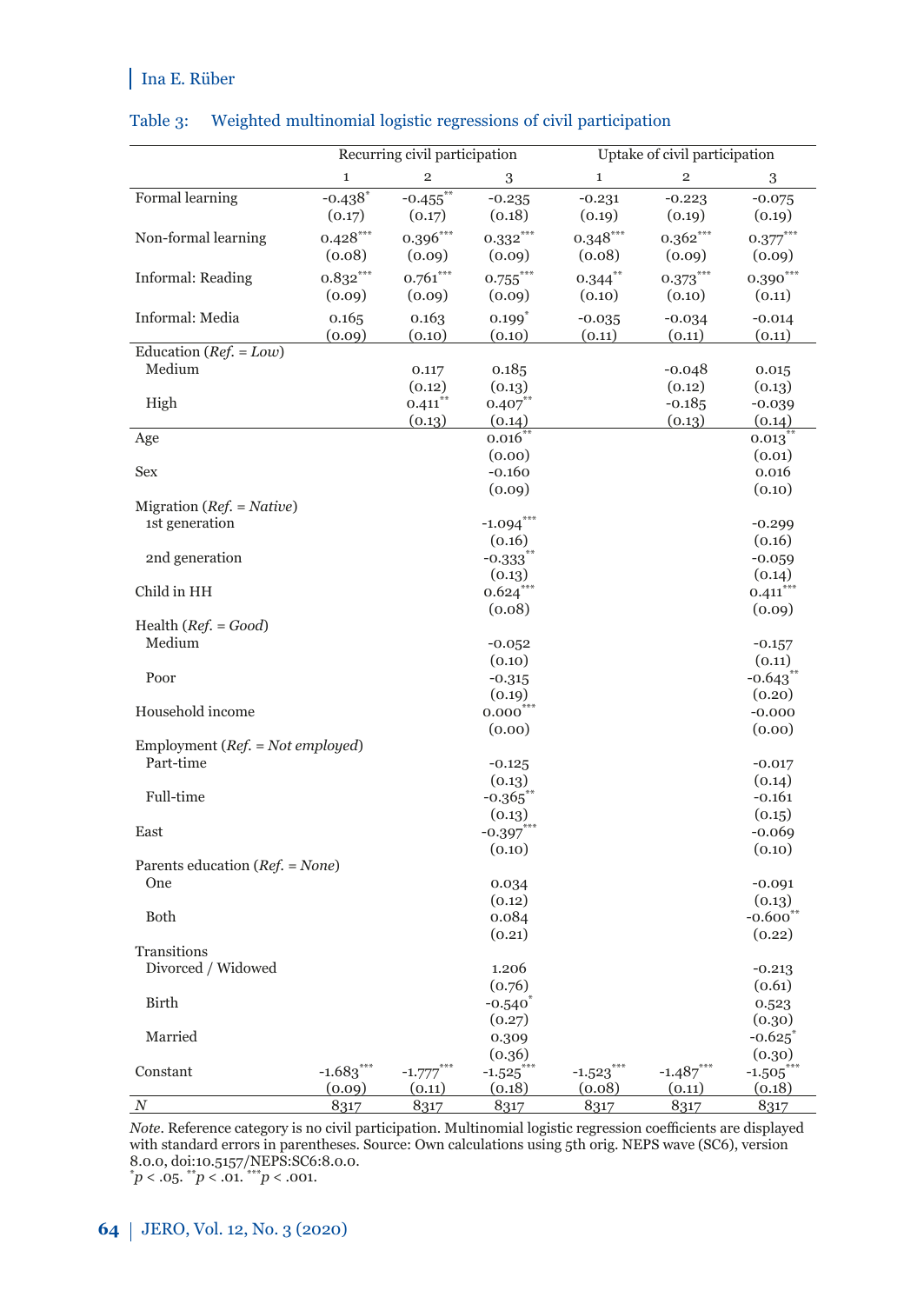Table 3: Weighted multinomial logistic regressions of civil participation

| | Recurring civil participation | | | Uptake of civil participation | | |
|---|---|---|---|---|---|---|
| | 1 | 2 | 3 | 1 | 2 | 3 |
| Formal learning | -0.438* | -0.455** | -0.235 | -0.231 | -0.223 | -0.075 |
| | (0.17) | (0.17) | (0.18) | (0.19) | (0.19) | (0.19) |
| Non-formal learning | 0.428*** | 0.396*** | 0.332*** | 0.348*** | 0.362*** | 0.377*** |
| | (0.08) | (0.09) | (0.09) | (0.08) | (0.09) | (0.09) |
| Informal: Reading | 0.832*** | 0.761*** | 0.755*** | 0.344** | 0.373*** | 0.390*** |
| | (0.09) | (0.09) | (0.09) | (0.10) | (0.10) | (0.11) |
| Informal: Media | 0.165 | 0.163 | 0.199* | -0.035 | -0.034 | -0.014 |
| | (0.09) | (0.10) | (0.10) | (0.11) | (0.11) | (0.11) |
| Education (*Ref.* = *Low*) | | | | | | |
| Medium | | 0.117 | 0.185 | | -0.048 | 0.015 |
| | | (0.12) | (0.13) | | (0.12) | (0.13) |
| High | | 0.411** | 0.407** | | -0.185 | -0.039 |
| | | (0.13) | (0.14) | | (0.13) | (0.14) |
| Age | | | 0.016** | | | 0.013** |
| | | | (0.00) | | | (0.01) |
| Sex | | | -0.160 | | | 0.016 |
| | | | (0.09) | | | (0.10) |
| Migration (*Ref.* = *Native*) | | | | | | |
| 1st generation | | | -1.094*** | | | -0.299 |
| | | | (0.16) | | | (0.16) |
| 2nd generation | | | -0.333** | | | -0.059 |
| | | | (0.13) | | | (0.14) |
| Child in HH | | | 0.624*** | | | 0.411*** |
| | | | (0.08) | | | (0.09) |
| Health (*Ref.* = *Good*) | | | | | | |
| Medium | | | -0.052 | | | -0.157 |
| | | | (0.10) | | | (0.11) |
| Poor | | | -0.315 | | | -0.643** |
| | | | (0.19) | | | (0.20) |
| Household income | | | 0.000*** | | | -0.000 |
| | | | (0.00) | | | (0.00) |
| Employment (*Ref.* = *Not employed*) | | | | | | |
| Part-time | | | -0.125 | | | -0.017 |
| | | | (0.13) | | | (0.14) |
| Full-time | | | -0.365** | | | -0.161 |
| | | | (0.13) | | | (0.15) |
| East | | | -0.397*** | | | -0.069 |
| | | | (0.10) | | | (0.10) |
| Parents education (*Ref.* = *None*) | | | | | | |
| One | | | 0.034 | | | -0.091 |
| | | | (0.12) | | | (0.13) |
| Both | | | 0.084 | | | -0.600** |
| | | | (0.21) | | | (0.22) |
| Transitions | | | | | | |
| Divorced / Widowed | | | 1.206 | | | -0.213 |
| | | | (0.76) | | | (0.61) |
| Birth | | | -0.540* | | | 0.523 |
| | | | (0.27) | | | (0.30) |
| Married | | | 0.309 | | | -0.625* |
| | | | (0.36) | | | (0.30) |
| Constant | -1.683*** | -1.777*** | -1.525*** | -1.523*** | -1.487*** | -1.505*** |
| | (0.09) | (0.11) | (0.18) | (0.08) | (0.11) | (0.18) |
| *N* | 8317 | 8317 | 8317 | 8317 | 8317 | 8317 |

*Note*. Reference category is no civil participation. Multinomial logistic regression coefficients are displayed with standard errors in parentheses. Source: Own calculations using 5th orig. NEPS wave (SC6), version 8.0.0, doi:10.5157/NEPS:SC6:8.0.0.
*$p < .05$. **$p < .01$. ***$p < .001$.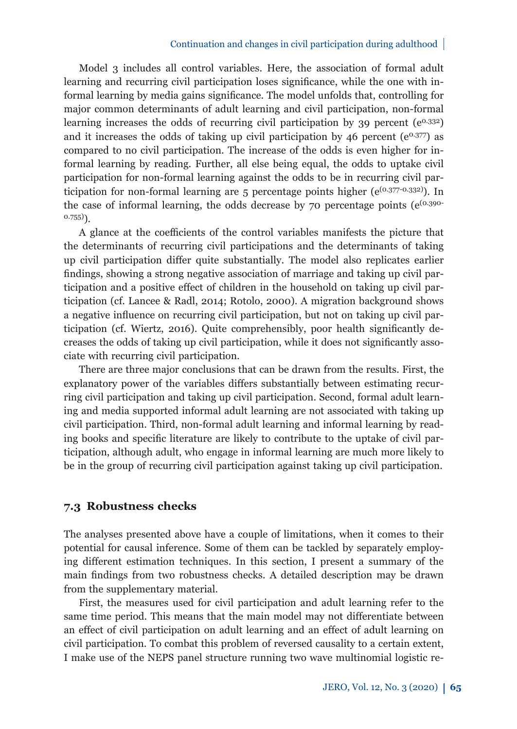Model 3 includes all control variables. Here, the association of formal adult learning and recurring civil participation loses significance, while the one with informal learning by media gains significance. The model unfolds that, controlling for major common determinants of adult learning and civil participation, non-formal learning increases the odds of recurring civil participation by 39 percent ($e^{0.332}$) and it increases the odds of taking up civil participation by 46 percent ($e^{0.377}$) as compared to no civil participation. The increase of the odds is even higher for informal learning by reading. Further, all else being equal, the odds to uptake civil participation for non-formal learning against the odds to be in recurring civil participation for non-formal learning are 5 percentage points higher ($e^{(0.377-0.332)}$). In the case of informal learning, the odds decrease by 70 percentage points ($e^{(0.390-0.755)}$).

A glance at the coefficients of the control variables manifests the picture that the determinants of recurring civil participations and the determinants of taking up civil participation differ quite substantially. The model also replicates earlier findings, showing a strong negative association of marriage and taking up civil participation and a positive effect of children in the household on taking up civil participation (cf. Lancee & Radl, 2014; Rotolo, 2000). A migration background shows a negative influence on recurring civil participation, but not on taking up civil participation (cf. Wiertz, 2016). Quite comprehensibly, poor health significantly decreases the odds of taking up civil participation, while it does not significantly associate with recurring civil participation.

There are three major conclusions that can be drawn from the results. First, the explanatory power of the variables differs substantially between estimating recurring civil participation and taking up civil participation. Second, formal adult learning and media supported informal adult learning are not associated with taking up civil participation. Third, non-formal adult learning and informal learning by reading books and specific literature are likely to contribute to the uptake of civil participation, although adult, who engage in informal learning are much more likely to be in the group of recurring civil participation against taking up civil participation.

### 7.3 Robustness checks

The analyses presented above have a couple of limitations, when it comes to their potential for causal inference. Some of them can be tackled by separately employing different estimation techniques. In this section, I present a summary of the main findings from two robustness checks. A detailed description may be drawn from the supplementary material.

First, the measures used for civil participation and adult learning refer to the same time period. This means that the main model may not differentiate between an effect of civil participation on adult learning and an effect of adult learning on civil participation. To combat this problem of reversed causality to a certain extent, I make use of the NEPS panel structure running two wave multinomial logistic re-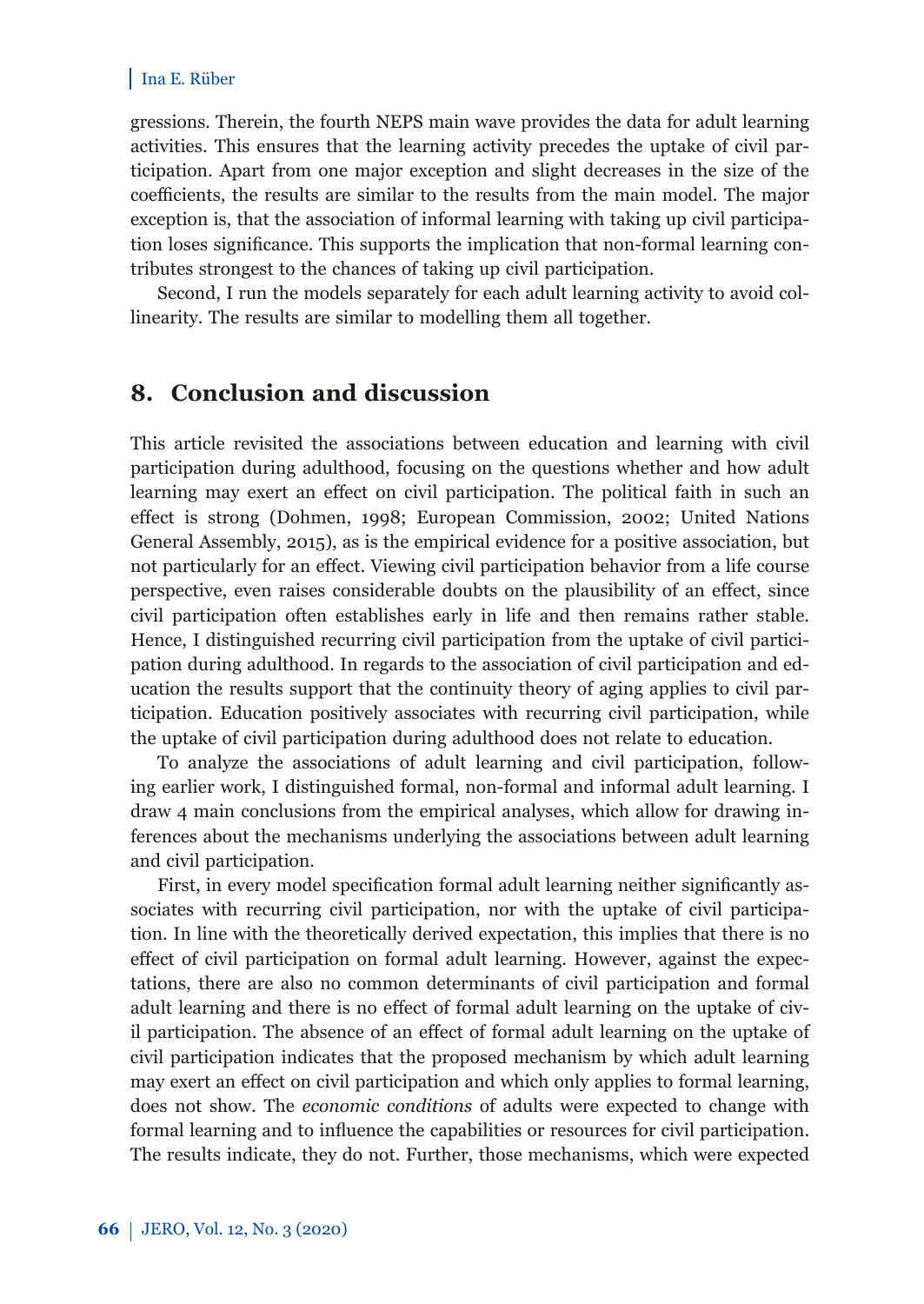gressions. Therein, the fourth NEPS main wave provides the data for adult learning activities. This ensures that the learning activity precedes the uptake of civil participation. Apart from one major exception and slight decreases in the size of the coefficients, the results are similar to the results from the main model. The major exception is, that the association of informal learning with taking up civil participation loses significance. This supports the implication that non-formal learning contributes strongest to the chances of taking up civil participation.

Second, I run the models separately for each adult learning activity to avoid collinearity. The results are similar to modelling them all together.

## 8. Conclusion and discussion

This article revisited the associations between education and learning with civil participation during adulthood, focusing on the questions whether and how adult learning may exert an effect on civil participation. The political faith in such an effect is strong (Dohmen, 1998; European Commission, 2002; United Nations General Assembly, 2015), as is the empirical evidence for a positive association, but not particularly for an effect. Viewing civil participation behavior from a life course perspective, even raises considerable doubts on the plausibility of an effect, since civil participation often establishes early in life and then remains rather stable. Hence, I distinguished recurring civil participation from the uptake of civil participation during adulthood. In regards to the association of civil participation and education the results support that the continuity theory of aging applies to civil participation. Education positively associates with recurring civil participation, while the uptake of civil participation during adulthood does not relate to education.

To analyze the associations of adult learning and civil participation, following earlier work, I distinguished formal, non-formal and informal adult learning. I draw 4 main conclusions from the empirical analyses, which allow for drawing inferences about the mechanisms underlying the associations between adult learning and civil participation.

First, in every model specification formal adult learning neither significantly associates with recurring civil participation, nor with the uptake of civil participation. In line with the theoretically derived expectation, this implies that there is no effect of civil participation on formal adult learning. However, against the expectations, there are also no common determinants of civil participation and formal adult learning and there is no effect of formal adult learning on the uptake of civil participation. The absence of an effect of formal adult learning on the uptake of civil participation indicates that the proposed mechanism by which adult learning may exert an effect on civil participation and which only applies to formal learning, does not show. The *economic conditions* of adults were expected to change with formal learning and to influence the capabilities or resources for civil participation. The results indicate, they do not. Further, those mechanisms, which were expected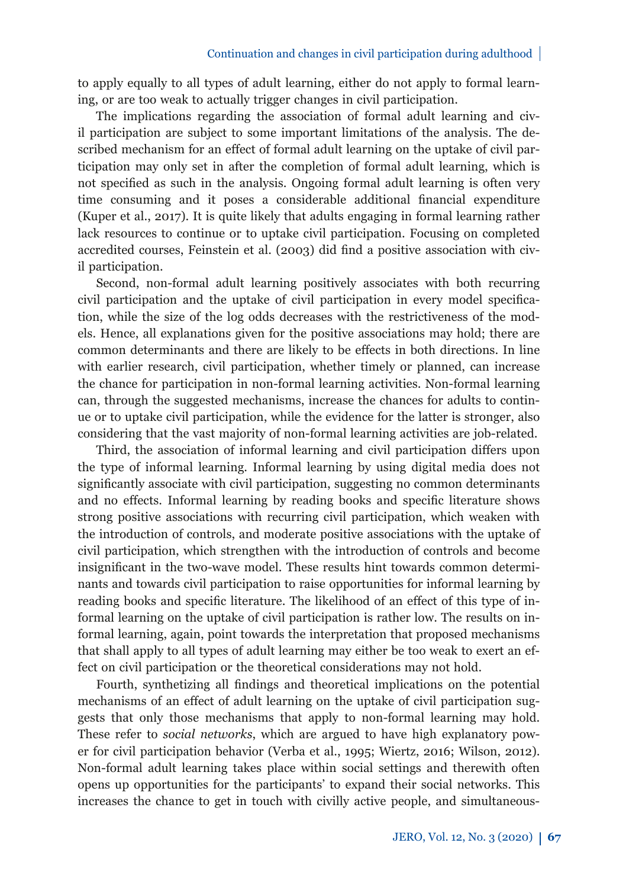to apply equally to all types of adult learning, either do not apply to formal learning, or are too weak to actually trigger changes in civil participation.

The implications regarding the association of formal adult learning and civil participation are subject to some important limitations of the analysis. The described mechanism for an effect of formal adult learning on the uptake of civil participation may only set in after the completion of formal adult learning, which is not specified as such in the analysis. Ongoing formal adult learning is often very time consuming and it poses a considerable additional financial expenditure (Kuper et al., 2017). It is quite likely that adults engaging in formal learning rather lack resources to continue or to uptake civil participation. Focusing on completed accredited courses, Feinstein et al. (2003) did find a positive association with civil participation.

Second, non-formal adult learning positively associates with both recurring civil participation and the uptake of civil participation in every model specification, while the size of the log odds decreases with the restrictiveness of the models. Hence, all explanations given for the positive associations may hold; there are common determinants and there are likely to be effects in both directions. In line with earlier research, civil participation, whether timely or planned, can increase the chance for participation in non-formal learning activities. Non-formal learning can, through the suggested mechanisms, increase the chances for adults to continue or to uptake civil participation, while the evidence for the latter is stronger, also considering that the vast majority of non-formal learning activities are job-related.

Third, the association of informal learning and civil participation differs upon the type of informal learning. Informal learning by using digital media does not significantly associate with civil participation, suggesting no common determinants and no effects. Informal learning by reading books and specific literature shows strong positive associations with recurring civil participation, which weaken with the introduction of controls, and moderate positive associations with the uptake of civil participation, which strengthen with the introduction of controls and become insignificant in the two-wave model. These results hint towards common determinants and towards civil participation to raise opportunities for informal learning by reading books and specific literature. The likelihood of an effect of this type of informal learning on the uptake of civil participation is rather low. The results on informal learning, again, point towards the interpretation that proposed mechanisms that shall apply to all types of adult learning may either be too weak to exert an effect on civil participation or the theoretical considerations may not hold.

Fourth, synthetizing all findings and theoretical implications on the potential mechanisms of an effect of adult learning on the uptake of civil participation suggests that only those mechanisms that apply to non-formal learning may hold. These refer to *social networks*, which are argued to have high explanatory power for civil participation behavior (Verba et al., 1995; Wiertz, 2016; Wilson, 2012). Non-formal adult learning takes place within social settings and therewith often opens up opportunities for the participants' to expand their social networks. This increases the chance to get in touch with civilly active people, and simultaneous-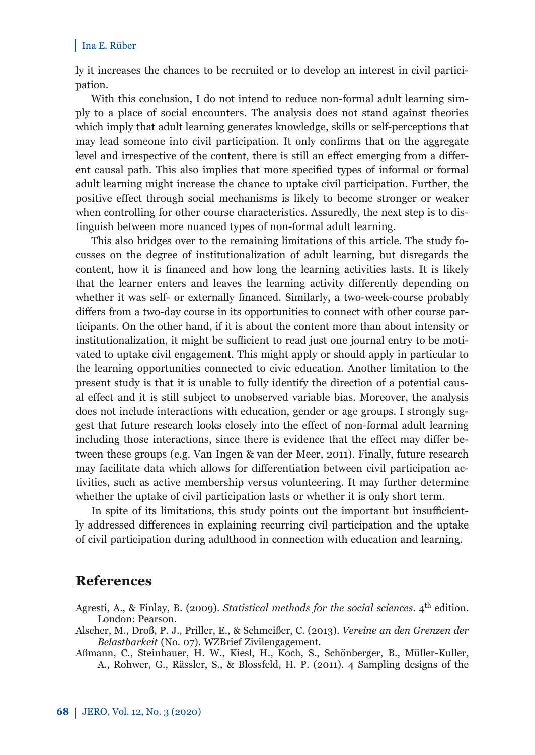ly it increases the chances to be recruited or to develop an interest in civil participation.

With this conclusion, I do not intend to reduce non-formal adult learning simply to a place of social encounters. The analysis does not stand against theories which imply that adult learning generates knowledge, skills or self-perceptions that may lead someone into civil participation. It only confirms that on the aggregate level and irrespective of the content, there is still an effect emerging from a different causal path. This also implies that more specified types of informal or formal adult learning might increase the chance to uptake civil participation. Further, the positive effect through social mechanisms is likely to become stronger or weaker when controlling for other course characteristics. Assuredly, the next step is to distinguish between more nuanced types of non-formal adult learning.

This also bridges over to the remaining limitations of this article. The study focusses on the degree of institutionalization of adult learning, but disregards the content, how it is financed and how long the learning activities lasts. It is likely that the learner enters and leaves the learning activity differently depending on whether it was self- or externally financed. Similarly, a two-week-course probably differs from a two-day course in its opportunities to connect with other course participants. On the other hand, if it is about the content more than about intensity or institutionalization, it might be sufficient to read just one journal entry to be motivated to uptake civil engagement. This might apply or should apply in particular to the learning opportunities connected to civic education. Another limitation to the present study is that it is unable to fully identify the direction of a potential causal effect and it is still subject to unobserved variable bias. Moreover, the analysis does not include interactions with education, gender or age groups. I strongly suggest that future research looks closely into the effect of non-formal adult learning including those interactions, since there is evidence that the effect may differ between these groups (e.g. Van Ingen & van der Meer, 2011). Finally, future research may facilitate data which allows for differentiation between civil participation activities, such as active membership versus volunteering. It may further determine whether the uptake of civil participation lasts or whether it is only short term.

In spite of its limitations, this study points out the important but insufficiently addressed differences in explaining recurring civil participation and the uptake of civil participation during adulthood in connection with education and learning.

## References

Agresti, A., & Finlay, B. (2009). *Statistical methods for the social sciences.* 4th edition. London: Pearson.

Alscher, M., Droß, P. J., Priller, E., & Schmeißer, C. (2013). *Vereine an den Grenzen der Belastbarkeit* (No. 07). WZBrief Zivilengagement.

Aßmann, C., Steinhauer, H. W., Kiesl, H., Koch, S., Schönberger, B., Müller-Kuller, A., Rohwer, G., Rässler, S., & Blossfeld, H. P. (2011). 4 Sampling designs of the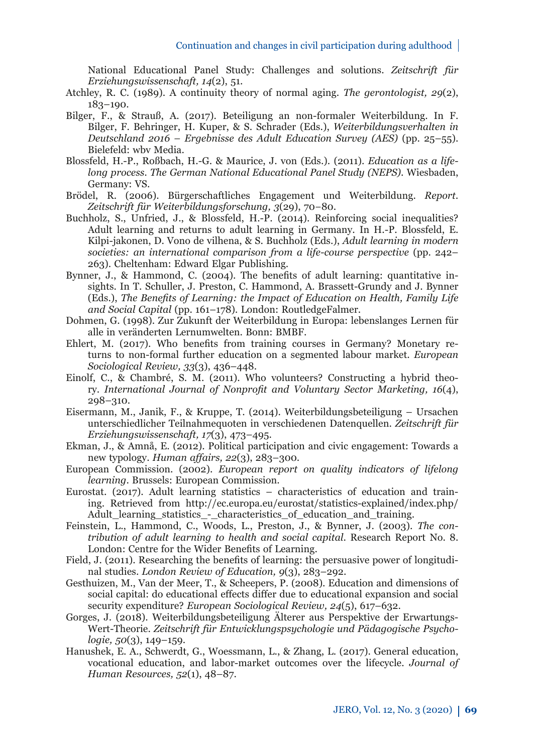National Educational Panel Study: Challenges and solutions. *Zeitschrift für Erziehungswissenschaft, 14*(2), 51.

Atchley, R. C. (1989). A continuity theory of normal aging. *The gerontologist, 29*(2), 183–190.

Bilger, F., & Strauß, A. (2017). Beteiligung an non-formaler Weiterbildung. In F. Bilger, F. Behringer, H. Kuper, & S. Schrader (Eds.), *Weiterbildungsverhalten in Deutschland 2016 – Ergebnisse des Adult Education Survey (AES)* (pp. 25–55). Bielefeld: wbv Media.

Blossfeld, H.-P., Roßbach, H.-G. & Maurice, J. von (Eds.). (2011). *Education as a life-long process. The German National Educational Panel Study (NEPS)*. Wiesbaden, Germany: VS.

Brödel, R. (2006). Bürgerschaftliches Engagement und Weiterbildung. *Report. Zeitschrift für Weiterbildungsforschung, 3*(29), 70–80.

Buchholz, S., Unfried, J., & Blossfeld, H.-P. (2014). Reinforcing social inequalities? Adult learning and returns to adult learning in Germany. In H.-P. Blossfeld, E. Kilpi-jakonen, D. Vono de vilhena, & S. Buchholz (Eds.), *Adult learning in modern societies: an international comparison from a life-course perspective* (pp. 242–263). Cheltenham: Edward Elgar Publishing.

Bynner, J., & Hammond, C. (2004). The benefits of adult learning: quantitative insights. In T. Schuller, J. Preston, C. Hammond, A. Brassett-Grundy and J. Bynner (Eds.), *The Benefits of Learning: the Impact of Education on Health, Family Life and Social Capital* (pp. 161–178). London: RoutledgeFalmer.

Dohmen, G. (1998). Zur Zukunft der Weiterbildung in Europa: lebenslanges Lernen für alle in veränderten Lernumwelten. Bonn: BMBF.

Ehlert, M. (2017). Who benefits from training courses in Germany? Monetary returns to non-formal further education on a segmented labour market. *European Sociological Review, 33*(3), 436–448.

Einolf, C., & Chambré, S. M. (2011). Who volunteers? Constructing a hybrid theory. *International Journal of Nonprofit and Voluntary Sector Marketing, 16*(4), 298–310.

Eisermann, M., Janik, F., & Kruppe, T. (2014). Weiterbildungsbeteiligung – Ursachen unterschiedlicher Teilnahmequoten in verschiedenen Datenquellen. *Zeitschrift für Erziehungswissenschaft, 17*(3), 473–495.

Ekman, J., & Amnå, E. (2012). Political participation and civic engagement: Towards a new typology. *Human affairs, 22*(3), 283–300.

European Commission. (2002). *European report on quality indicators of lifelong learning*. Brussels: European Commission.

Eurostat. (2017). Adult learning statistics – characteristics of education and training. Retrieved from http://ec.europa.eu/eurostat/statistics-explained/index.php/Adult_learning_statistics_-_characteristics_of_education_and_training.

Feinstein, L., Hammond, C., Woods, L., Preston, J., & Bynner, J. (2003). *The contribution of adult learning to health and social capital*. Research Report No. 8. London: Centre for the Wider Benefits of Learning.

Field, J. (2011). Researching the benefits of learning: the persuasive power of longitudinal studies. *London Review of Education, 9*(3), 283–292.

Gesthuizen, M., Van der Meer, T., & Scheepers, P. (2008). Education and dimensions of social capital: do educational effects differ due to educational expansion and social security expenditure? *European Sociological Review, 24*(5), 617–632.

Gorges, J. (2018). Weiterbildungsbeteiligung Älterer aus Perspektive der Erwartungs-Wert-Theorie. *Zeitschrift für Entwicklungspsychologie und Pädagogische Psychologie, 50*(3), 149–159.

Hanushek, E. A., Schwerdt, G., Woessmann, L., & Zhang, L. (2017). General education, vocational education, and labor-market outcomes over the lifecycle. *Journal of Human Resources, 52*(1), 48–87.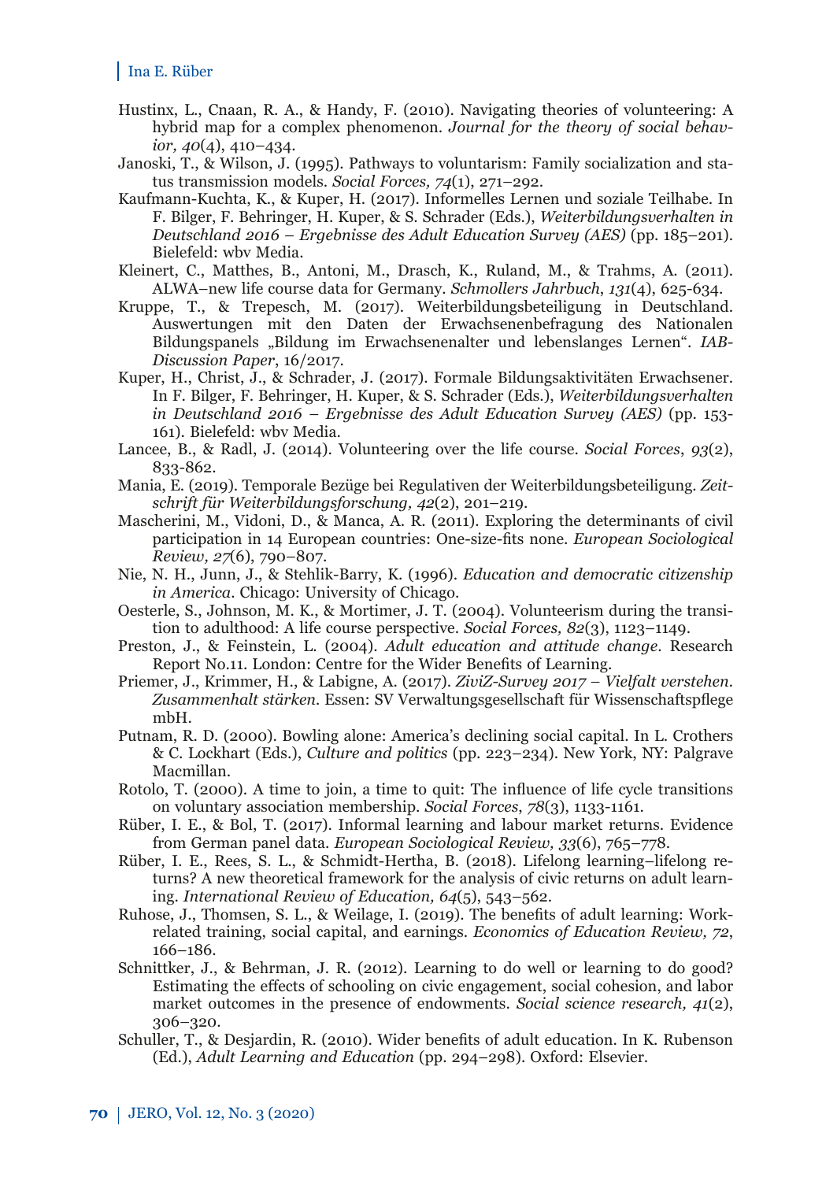Hustinx, L., Cnaan, R. A., & Handy, F. (2010). Navigating theories of volunteering: A hybrid map for a complex phenomenon. *Journal for the theory of social behavior, 40*(4), 410–434.

Janoski, T., & Wilson, J. (1995). Pathways to voluntarism: Family socialization and status transmission models. *Social Forces, 74*(1), 271–292.

Kaufmann-Kuchta, K., & Kuper, H. (2017). Informelles Lernen und soziale Teilhabe. In F. Bilger, F. Behringer, H. Kuper, & S. Schrader (Eds.), *Weiterbildungsverhalten in Deutschland 2016 – Ergebnisse des Adult Education Survey (AES)* (pp. 185–201). Bielefeld: wbv Media.

Kleinert, C., Matthes, B., Antoni, M., Drasch, K., Ruland, M., & Trahms, A. (2011). ALWA–new life course data for Germany. *Schmollers Jahrbuch*, *131*(4), 625-634.

Kruppe, T., & Trepesch, M. (2017). Weiterbildungsbeteiligung in Deutschland. Auswertungen mit den Daten der Erwachsenenbefragung des Nationalen Bildungspanels „Bildung im Erwachsenenalter und lebenslanges Lernen". *IAB-Discussion Paper*, 16/2017.

Kuper, H., Christ, J., & Schrader, J. (2017). Formale Bildungsaktivitäten Erwachsener. In F. Bilger, F. Behringer, H. Kuper, & S. Schrader (Eds.), *Weiterbildungsverhalten in Deutschland 2016 – Ergebnisse des Adult Education Survey (AES)* (pp. 153-161). Bielefeld: wbv Media.

Lancee, B., & Radl, J. (2014). Volunteering over the life course. *Social Forces*, *93*(2), 833-862.

Mania, E. (2019). Temporale Bezüge bei Regulativen der Weiterbildungsbeteiligung. *Zeitschrift für Weiterbildungsforschung, 42*(2), 201–219.

Mascherini, M., Vidoni, D., & Manca, A. R. (2011). Exploring the determinants of civil participation in 14 European countries: One-size-fits none. *European Sociological Review, 27*(6), 790–807.

Nie, N. H., Junn, J., & Stehlik-Barry, K. (1996). *Education and democratic citizenship in America*. Chicago: University of Chicago.

Oesterle, S., Johnson, M. K., & Mortimer, J. T. (2004). Volunteerism during the transition to adulthood: A life course perspective. *Social Forces, 82*(3), 1123–1149.

Preston, J., & Feinstein, L. (2004). *Adult education and attitude change*. Research Report No.11. London: Centre for the Wider Benefits of Learning.

Priemer, J., Krimmer, H., & Labigne, A. (2017). *ZiviZ-Survey 2017 – Vielfalt verstehen. Zusammenhalt stärken*. Essen: SV Verwaltungsgesellschaft für Wissenschaftspflege mbH.

Putnam, R. D. (2000). Bowling alone: America's declining social capital. In L. Crothers & C. Lockhart (Eds.), *Culture and politics* (pp. 223–234). New York, NY: Palgrave Macmillan.

Rotolo, T. (2000). A time to join, a time to quit: The influence of life cycle transitions on voluntary association membership. *Social Forces*, *78*(3), 1133-1161.

Rüber, I. E., & Bol, T. (2017). Informal learning and labour market returns. Evidence from German panel data. *European Sociological Review, 33*(6), 765–778.

Rüber, I. E., Rees, S. L., & Schmidt-Hertha, B. (2018). Lifelong learning–lifelong returns? A new theoretical framework for the analysis of civic returns on adult learning. *International Review of Education, 64*(5), 543–562.

Ruhose, J., Thomsen, S. L., & Weilage, I. (2019). The benefits of adult learning: Work-related training, social capital, and earnings. *Economics of Education Review, 72*, 166–186.

Schnittker, J., & Behrman, J. R. (2012). Learning to do well or learning to do good? Estimating the effects of schooling on civic engagement, social cohesion, and labor market outcomes in the presence of endowments. *Social science research, 41*(2), 306–320.

Schuller, T., & Desjardin, R. (2010). Wider benefits of adult education. In K. Rubenson (Ed.), *Adult Learning and Education* (pp. 294–298). Oxford: Elsevier.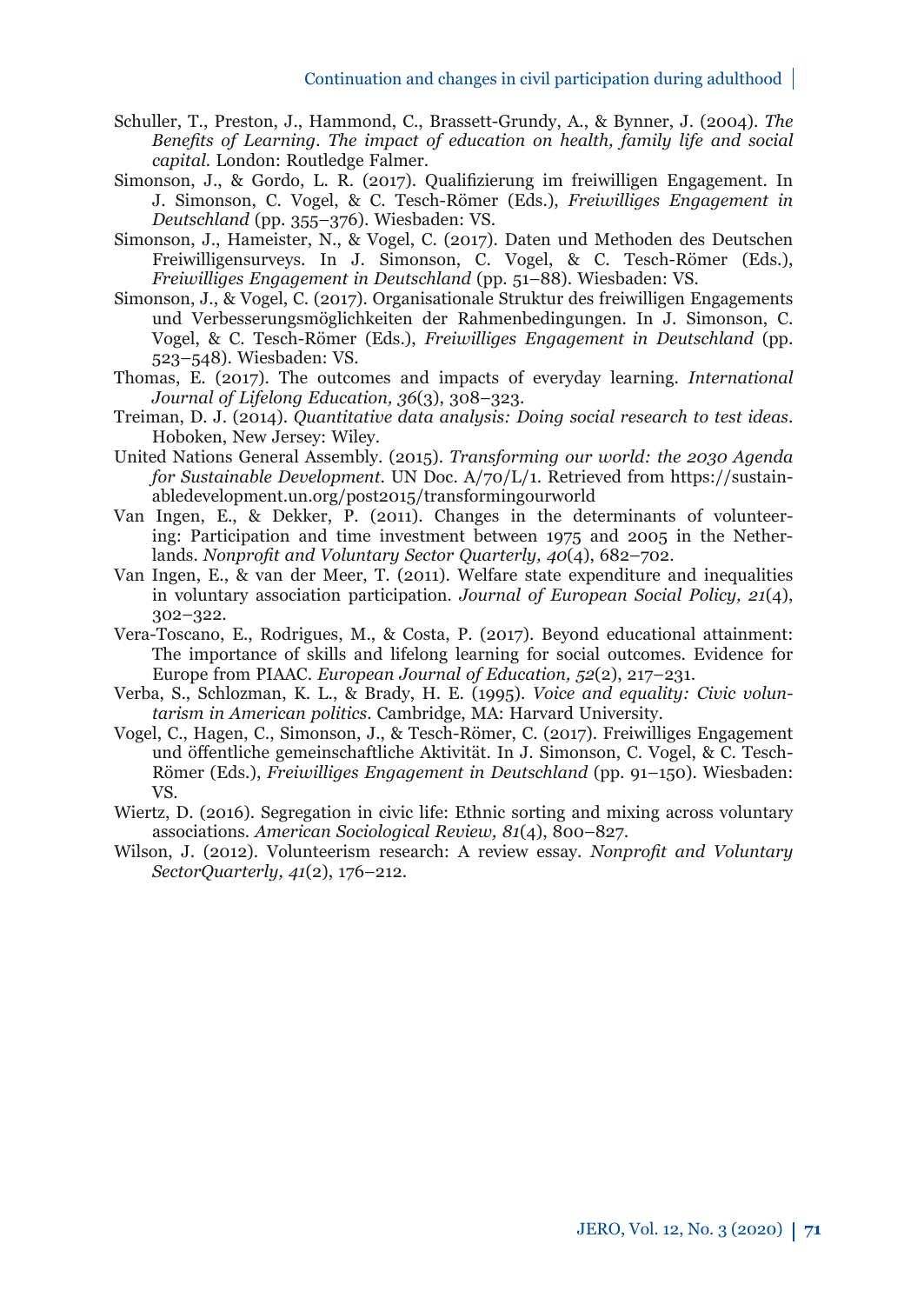Schuller, T., Preston, J., Hammond, C., Brassett-Grundy, A., & Bynner, J. (2004). *The Benefits of Learning. The impact of education on health, family life and social capital.* London: Routledge Falmer.

Simonson, J., & Gordo, L. R. (2017). Qualifizierung im freiwilligen Engagement. In J. Simonson, C. Vogel, & C. Tesch-Römer (Eds.), *Freiwilliges Engagement in Deutschland* (pp. 355–376). Wiesbaden: VS.

Simonson, J., Hameister, N., & Vogel, C. (2017). Daten und Methoden des Deutschen Freiwilligensurveys. In J. Simonson, C. Vogel, & C. Tesch-Römer (Eds.), *Freiwilliges Engagement in Deutschland* (pp. 51–88). Wiesbaden: VS.

Simonson, J., & Vogel, C. (2017). Organisationale Struktur des freiwilligen Engagements und Verbesserungsmöglichkeiten der Rahmenbedingungen. In J. Simonson, C. Vogel, & C. Tesch-Römer (Eds.), *Freiwilliges Engagement in Deutschland* (pp. 523–548). Wiesbaden: VS.

Thomas, E. (2017). The outcomes and impacts of everyday learning. *International Journal of Lifelong Education, 36*(3), 308–323.

Treiman, D. J. (2014). *Quantitative data analysis: Doing social research to test ideas*. Hoboken, New Jersey: Wiley.

United Nations General Assembly. (2015). *Transforming our world: the 2030 Agenda for Sustainable Development*. UN Doc. A/70/L/1. Retrieved from https://sustainabledevelopment.un.org/post2015/transformingourworld

Van Ingen, E., & Dekker, P. (2011). Changes in the determinants of volunteering: Participation and time investment between 1975 and 2005 in the Netherlands. *Nonprofit and Voluntary Sector Quarterly, 40*(4), 682–702.

Van Ingen, E., & van der Meer, T. (2011). Welfare state expenditure and inequalities in voluntary association participation. *Journal of European Social Policy, 21*(4), 302–322.

Vera-Toscano, E., Rodrigues, M., & Costa, P. (2017). Beyond educational attainment: The importance of skills and lifelong learning for social outcomes. Evidence for Europe from PIAAC. *European Journal of Education, 52*(2), 217–231.

Verba, S., Schlozman, K. L., & Brady, H. E. (1995). *Voice and equality: Civic voluntarism in American politics*. Cambridge, MA: Harvard University.

Vogel, C., Hagen, C., Simonson, J., & Tesch-Römer, C. (2017). Freiwilliges Engagement und öffentliche gemeinschaftliche Aktivität. In J. Simonson, C. Vogel, & C. Tesch-Römer (Eds.), *Freiwilliges Engagement in Deutschland* (pp. 91–150). Wiesbaden: VS.

Wiertz, D. (2016). Segregation in civic life: Ethnic sorting and mixing across voluntary associations. *American Sociological Review, 81*(4), 800–827.

Wilson, J. (2012). Volunteerism research: A review essay. *Nonprofit and Voluntary SectorQuarterly, 41*(2), 176–212.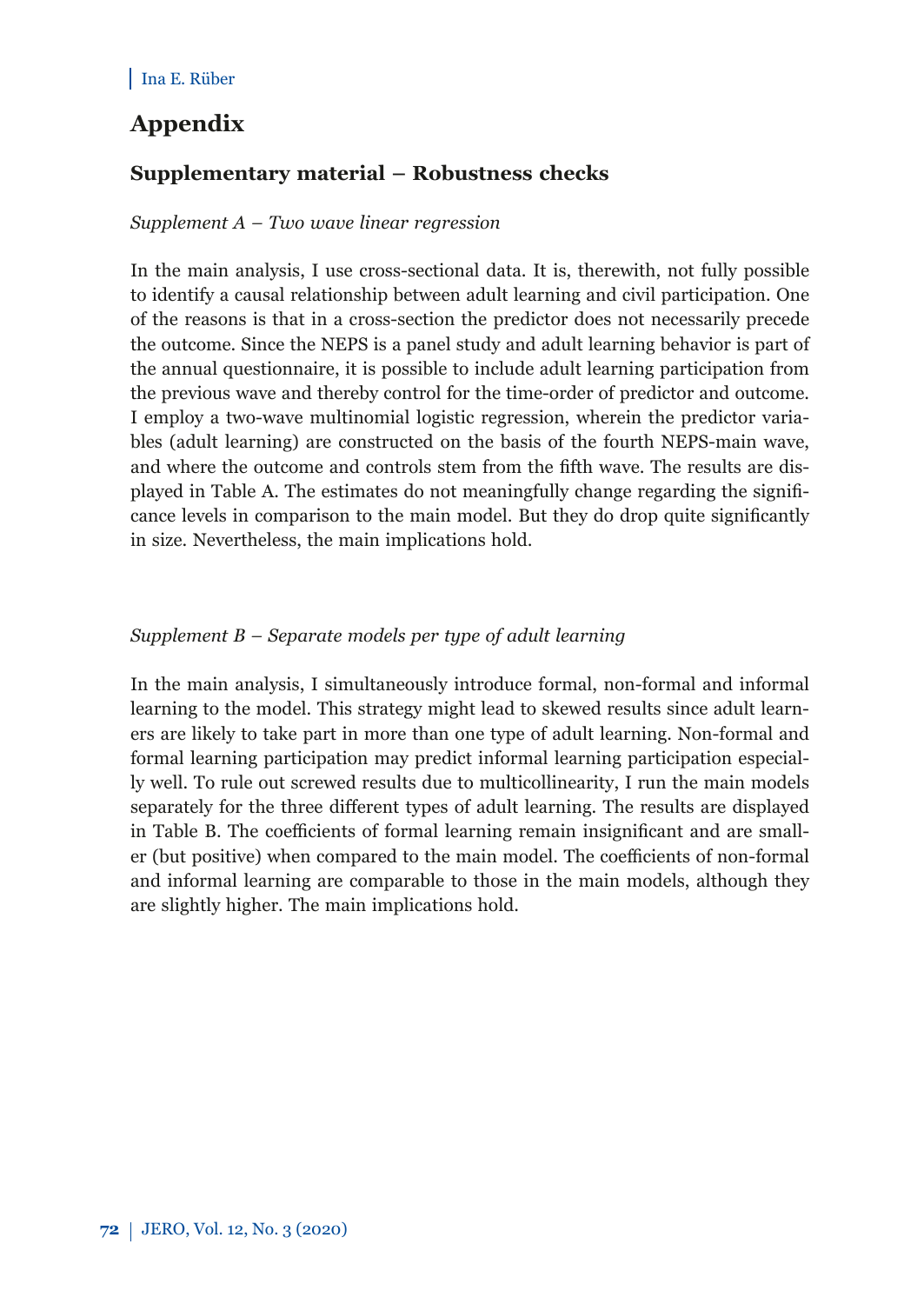## Appendix

### Supplementary material – Robustness checks

*Supplement A – Two wave linear regression*

In the main analysis, I use cross-sectional data. It is, therewith, not fully possible to identify a causal relationship between adult learning and civil participation. One of the reasons is that in a cross-section the predictor does not necessarily precede the outcome. Since the NEPS is a panel study and adult learning behavior is part of the annual questionnaire, it is possible to include adult learning participation from the previous wave and thereby control for the time-order of predictor and outcome. I employ a two-wave multinomial logistic regression, wherein the predictor variables (adult learning) are constructed on the basis of the fourth NEPS-main wave, and where the outcome and controls stem from the fifth wave. The results are displayed in Table A. The estimates do not meaningfully change regarding the significance levels in comparison to the main model. But they do drop quite significantly in size. Nevertheless, the main implications hold.

*Supplement B – Separate models per type of adult learning*

In the main analysis, I simultaneously introduce formal, non-formal and informal learning to the model. This strategy might lead to skewed results since adult learners are likely to take part in more than one type of adult learning. Non-formal and formal learning participation may predict informal learning participation especially well. To rule out screwed results due to multicollinearity, I run the main models separately for the three different types of adult learning. The results are displayed in Table B. The coefficients of formal learning remain insignificant and are smaller (but positive) when compared to the main model. The coefficients of non-formal and informal learning are comparable to those in the main models, although they are slightly higher. The main implications hold.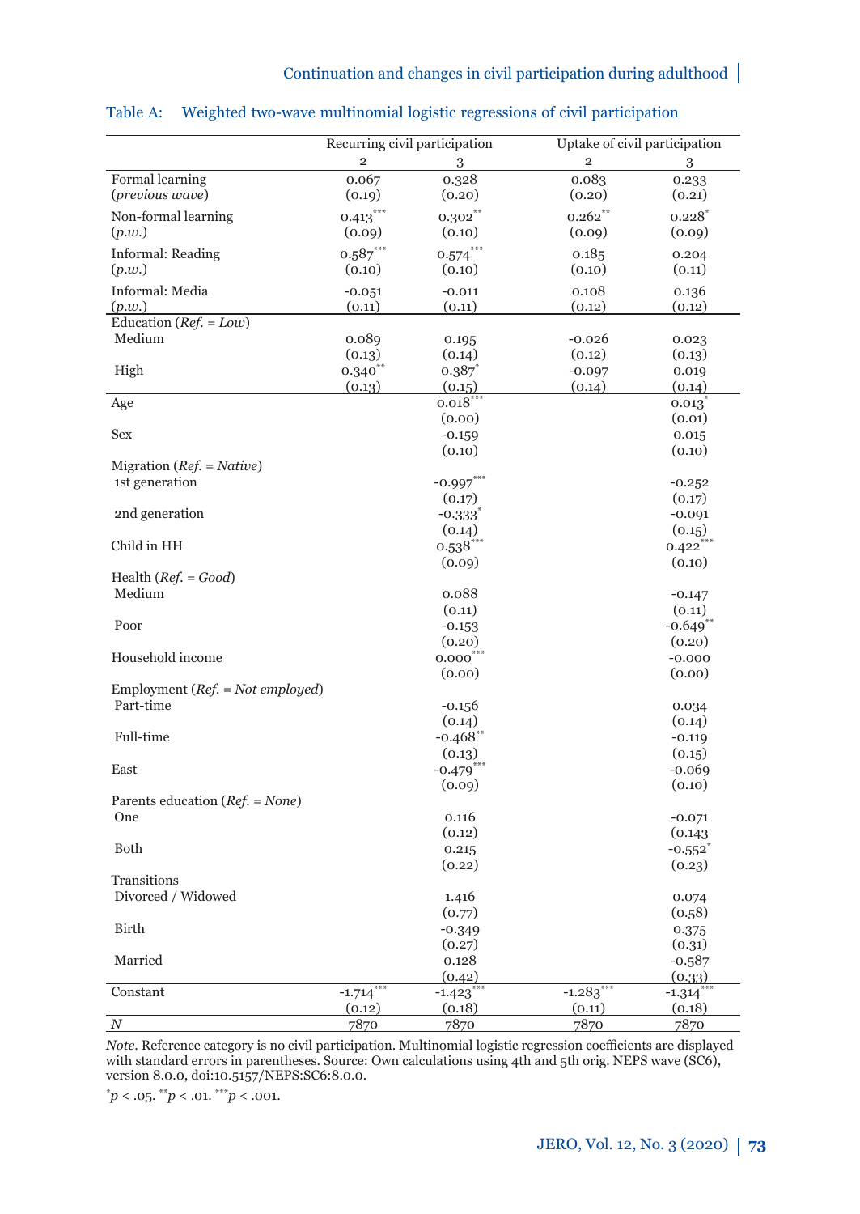Table A: Weighted two-wave multinomial logistic regressions of civil participation

| | Recurring civil participation | | Uptake of civil participation | |
|---|---|---|---|---|
| | 2 | 3 | 2 | 3 |
| Formal learning (*previous wave*) | 0.067 | 0.328 | 0.083 | 0.233 |
| | (0.19) | (0.20) | (0.20) | (0.21) |
| Non-formal learning (*p.w.*) | 0.413*** | 0.302** | 0.262** | 0.228* |
| | (0.09) | (0.10) | (0.09) | (0.09) |
| Informal: Reading (*p.w.*) | 0.587*** | 0.574*** | 0.185 | 0.204 |
| | (0.10) | (0.10) | (0.10) | (0.11) |
| Informal: Media (*p.w.*) | -0.051 | -0.011 | 0.108 | 0.136 |
| | (0.11) | (0.11) | (0.12) | (0.12) |
| Education (*Ref.* = *Low*) | | | | |
| Medium | 0.089 | 0.195 | -0.026 | 0.023 |
| | (0.13) | (0.14) | (0.12) | (0.13) |
| High | 0.340** | 0.387* | -0.097 | 0.019 |
| | (0.13) | (0.15) | (0.14) | (0.14) |
| Age | | 0.018*** | | 0.013* |
| | | (0.00) | | (0.01) |
| Sex | | -0.159 | | 0.015 |
| | | (0.10) | | (0.10) |
| Migration (*Ref.* = *Native*) | | | | |
| 1st generation | | -0.997*** | | -0.252 |
| | | (0.17) | | (0.17) |
| 2nd generation | | -0.333* | | -0.091 |
| | | (0.14) | | (0.15) |
| Child in HH | | 0.538*** | | 0.422*** |
| | | (0.09) | | (0.10) |
| Health (*Ref.* = *Good*) | | | | |
| Medium | | 0.088 | | -0.147 |
| | | (0.11) | | (0.11) |
| Poor | | -0.153 | | -0.649** |
| | | (0.20) | | (0.20) |
| Household income | | 0.000*** | | -0.000 |
| | | (0.00) | | (0.00) |
| Employment (*Ref.* = *Not employed*) | | | | |
| Part-time | | -0.156 | | 0.034 |
| | | (0.14) | | (0.14) |
| Full-time | | -0.468** | | -0.119 |
| | | (0.13) | | (0.15) |
| East | | -0.479*** | | -0.069 |
| | | (0.09) | | (0.10) |
| Parents education (*Ref.* = *None*) | | | | |
| One | | 0.116 | | -0.071 |
| | | (0.12) | | (0.143 |
| Both | | 0.215 | | -0.552* |
| | | (0.22) | | (0.23) |
| Transitions | | | | |
| Divorced / Widowed | | 1.416 | | 0.074 |
| | | (0.77) | | (0.58) |
| Birth | | -0.349 | | 0.375 |
| | | (0.27) | | (0.31) |
| Married | | 0.128 | | -0.587 |
| | | (0.42) | | (0.33) |
| Constant | -1.714*** | -1.423*** | -1.283*** | -1.314*** |
| | (0.12) | (0.18) | (0.11) | (0.18) |
| *N* | 7870 | 7870 | 7870 | 7870 |

*Note*. Reference category is no civil participation. Multinomial logistic regression coefficients are displayed with standard errors in parentheses. Source: Own calculations using 4th and 5th orig. NEPS wave (SC6), version 8.0.0, doi:10.5157/NEPS:SC6:8.0.0.

$^{*}p < .05$. $^{**}p < .01$. $^{***}p < .001$.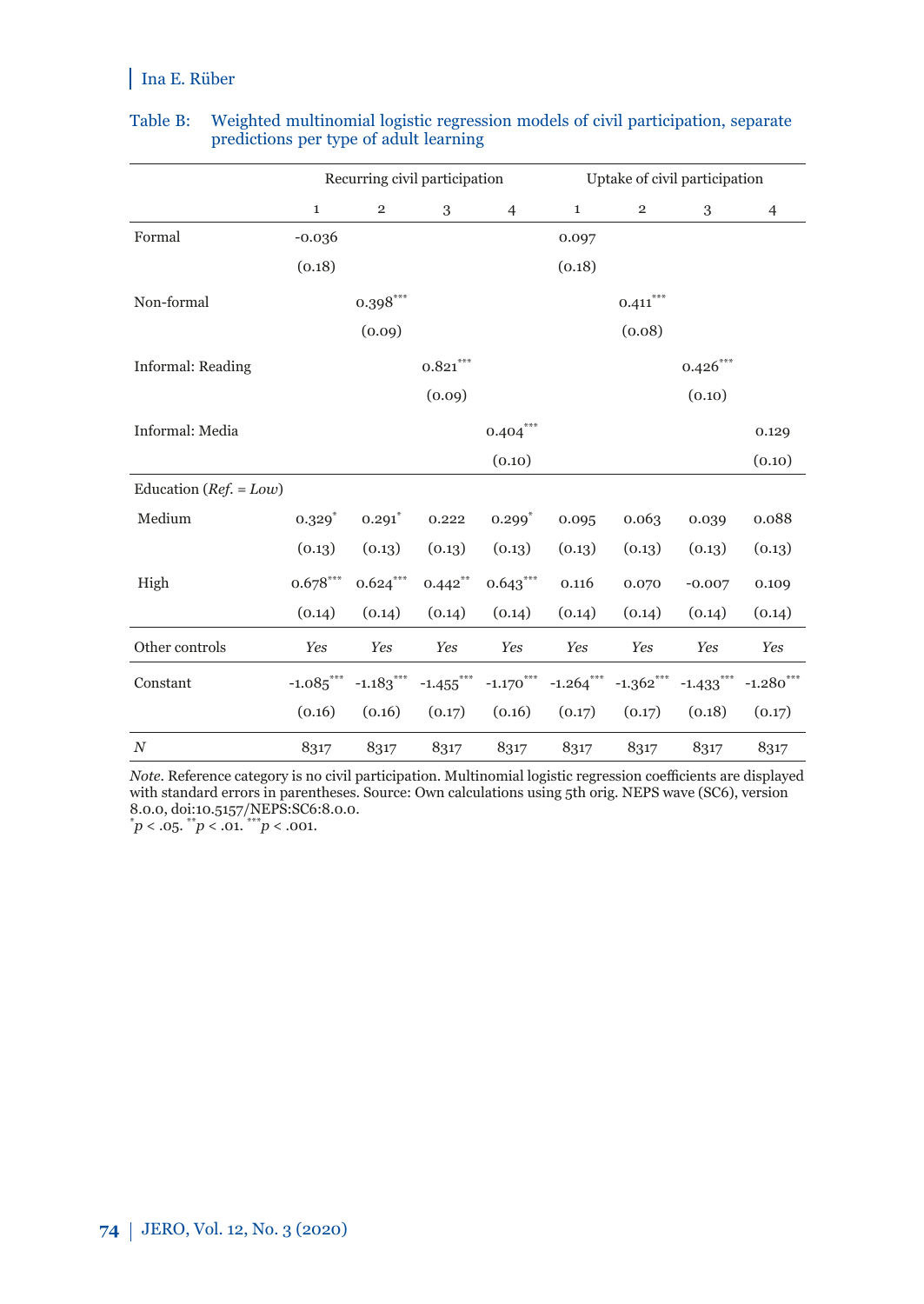Table B: Weighted multinomial logistic regression models of civil participation, separate predictions per type of adult learning

| | Recurring civil participation | | | | Uptake of civil participation | | | |
|---|---|---|---|---|---|---|---|---|
| | 1 | 2 | 3 | 4 | 1 | 2 | 3 | 4 |
| Formal | -0.036 | | | | 0.097 | | | |
| | (0.18) | | | | (0.18) | | | |
| Non-formal | | 0.398*** | | | | 0.411*** | | |
| | | (0.09) | | | | (0.08) | | |
| Informal: Reading | | | 0.821*** | | | | 0.426*** | |
| | | | (0.09) | | | | (0.10) | |
| Informal: Media | | | | 0.404*** | | | | 0.129 |
| | | | | (0.10) | | | | (0.10) |
| Education (*Ref.* = *Low*) | | | | | | | | |
| Medium | 0.329* | 0.291* | 0.222 | 0.299* | 0.095 | 0.063 | 0.039 | 0.088 |
| | (0.13) | (0.13) | (0.13) | (0.13) | (0.13) | (0.13) | (0.13) | (0.13) |
| High | 0.678*** | 0.624*** | 0.442** | 0.643*** | 0.116 | 0.070 | -0.007 | 0.109 |
| | (0.14) | (0.14) | (0.14) | (0.14) | (0.14) | (0.14) | (0.14) | (0.14) |
| Other controls | *Yes* | *Yes* | *Yes* | *Yes* | *Yes* | *Yes* | *Yes* | *Yes* |
| Constant | -1.085*** | -1.183*** | -1.455*** | -1.170*** | -1.264*** | -1.362*** | -1.433*** | -1.280*** |
| | (0.16) | (0.16) | (0.17) | (0.16) | (0.17) | (0.17) | (0.18) | (0.17) |
| *N* | 8317 | 8317 | 8317 | 8317 | 8317 | 8317 | 8317 | 8317 |

*Note*. Reference category is no civil participation. Multinomial logistic regression coefficients are displayed with standard errors in parentheses. Source: Own calculations using 5th orig. NEPS wave (SC6), version 8.0.0, doi:10.5157/NEPS:SC6:8.0.0.
\* $p < .05$. \*\* $p < .01$. \*\*\* $p < .001$.